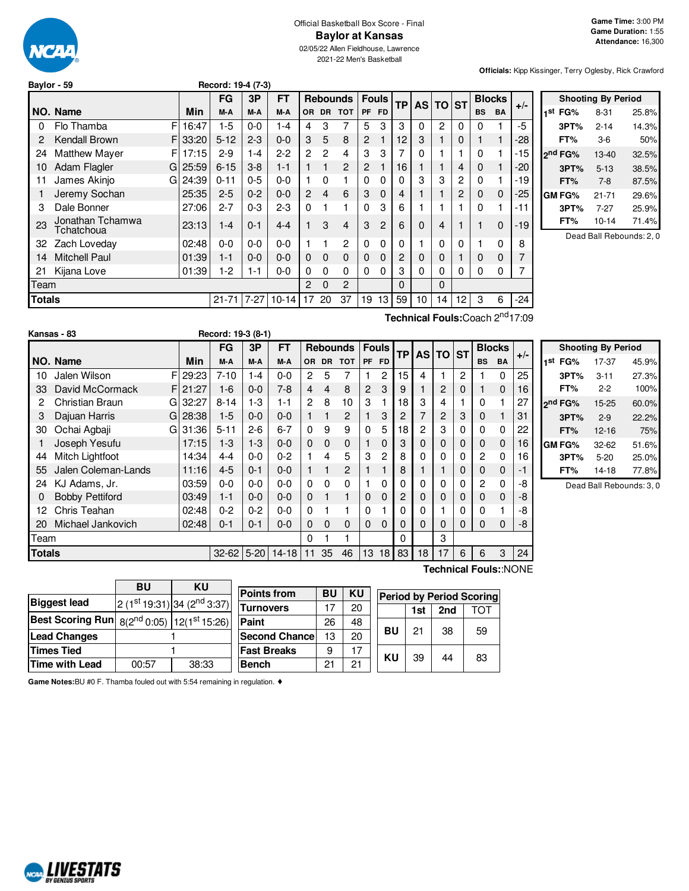Official Basketball Box Score - Final

# Baylor at Kansas

02/05/22 Allen Fieldhouse, Lawrence

2021-22 Men's Basketball

**Game Time:** 3:00 PM
**Game Duration:** 1:55
**Attendance:** 16,300

**Officials:** Kipp Kissinger, Terry Oglesby, Rick Crawford

## Baylor - 59 — Record: 19-4 (7-3)

| NO. | Name | | Min | FG M-A | 3P M-A | FT M-A | OR | DR | TOT | PF | FD | TP | AS | TO | ST | BS | BA | +/- |
|---|---|---|---|---|---|---|---|---|---|---|---|---|---|---|---|---|---|---|
| 0 | Flo Thamba | F | 16:47 | 1-5 | 0-0 | 1-4 | 4 | 3 | 7 | 5 | 3 | 3 | 0 | 2 | 0 | 0 | 1 | -5 |
| 2 | Kendall Brown | F | 33:20 | 5-12 | 2-3 | 0-0 | 3 | 5 | 8 | 2 | 1 | 12 | 3 | 1 | 0 | 1 | 1 | -28 |
| 24 | Matthew Mayer | F | 17:15 | 2-9 | 1-4 | 2-2 | 2 | 2 | 4 | 3 | 3 | 7 | 0 | 1 | 1 | 0 | 1 | -15 |
| 10 | Adam Flagler | G | 25:59 | 6-15 | 3-8 | 1-1 | 1 | 1 | 2 | 2 | 1 | 16 | 1 | 1 | 4 | 0 | 1 | -20 |
| 11 | James Akinjo | G | 24:39 | 0-11 | 0-5 | 0-0 | 1 | 0 | 1 | 0 | 0 | 0 | 3 | 3 | 2 | 0 | 1 | -19 |
| 1 | Jeremy Sochan | | 25:35 | 2-5 | 0-2 | 0-0 | 2 | 4 | 6 | 3 | 0 | 4 | 1 | 1 | 2 | 0 | 0 | -25 |
| 3 | Dale Bonner | | 27:06 | 2-7 | 0-3 | 2-3 | 0 | 1 | 1 | 0 | 3 | 6 | 1 | 1 | 1 | 0 | 1 | -11 |
| 23 | Jonathan Tchamwa Tchatchoua | | 23:13 | 1-4 | 0-1 | 4-4 | 1 | 3 | 4 | 3 | 2 | 6 | 0 | 4 | 1 | 1 | 0 | -19 |
| 32 | Zach Loveday | | 02:48 | 0-0 | 0-0 | 0-0 | 1 | 1 | 2 | 0 | 0 | 0 | 1 | 0 | 0 | 1 | 0 | 8 |
| 14 | Mitchell Paul | | 01:39 | 1-1 | 0-0 | 0-0 | 0 | 0 | 0 | 0 | 0 | 2 | 0 | 0 | 1 | 0 | 0 | 7 |
| 21 | Kijana Love | | 01:39 | 1-2 | 1-1 | 0-0 | 0 | 0 | 0 | 0 | 0 | 3 | 0 | 0 | 0 | 0 | 0 | 7 |
| | Team | | | | | | 2 | 0 | 2 | | | 0 | | 0 | | | | |
| | **Totals** | | | 21-71 | 7-27 | 10-14 | 17 | 20 | 37 | 19 | 13 | 59 | 10 | 14 | 12 | 3 | 6 | -24 |

**Technical Fouls:** Coach 2nd 17:09

| Shooting By Period | | | |
|---|---|---|---|
| 1st | FG% | 8-31 | 25.8% |
| | 3PT% | 2-14 | 14.3% |
| | FT% | 3-6 | 50% |
| 2nd | FG% | 13-40 | 32.5% |
| | 3PT% | 5-13 | 38.5% |
| | FT% | 7-8 | 87.5% |
| GM | FG% | 21-71 | 29.6% |
| | 3PT% | 7-27 | 25.9% |
| | FT% | 10-14 | 71.4% |

Dead Ball Rebounds: 2, 0

## Kansas - 83 — Record: 19-3 (8-1)

| NO. | Name | | Min | FG M-A | 3P M-A | FT M-A | OR | DR | TOT | PF | FD | TP | AS | TO | ST | BS | BA | +/- |
|---|---|---|---|---|---|---|---|---|---|---|---|---|---|---|---|---|---|---|
| 10 | Jalen Wilson | F | 29:23 | 7-10 | 1-4 | 0-0 | 2 | 5 | 7 | 1 | 2 | 15 | 4 | 1 | 2 | 1 | 0 | 25 |
| 33 | David McCormack | F | 21:27 | 1-6 | 0-0 | 7-8 | 4 | 4 | 8 | 2 | 3 | 9 | 1 | 2 | 0 | 1 | 0 | 16 |
| 2 | Christian Braun | G | 32:27 | 8-14 | 1-3 | 1-1 | 2 | 8 | 10 | 3 | 1 | 18 | 3 | 4 | 1 | 0 | 1 | 27 |
| 3 | Dajuan Harris | G | 28:38 | 1-5 | 0-0 | 0-0 | 1 | 1 | 2 | 1 | 3 | 2 | 7 | 2 | 3 | 0 | 1 | 31 |
| 30 | Ochai Agbaji | G | 31:36 | 5-11 | 2-6 | 6-7 | 0 | 9 | 9 | 0 | 5 | 18 | 2 | 3 | 0 | 0 | 0 | 22 |
| 1 | Joseph Yesufu | | 17:15 | 1-3 | 1-3 | 0-0 | 0 | 0 | 0 | 1 | 0 | 3 | 0 | 0 | 0 | 0 | 0 | 16 |
| 44 | Mitch Lightfoot | | 14:34 | 4-4 | 0-0 | 0-2 | 1 | 4 | 5 | 3 | 2 | 8 | 0 | 0 | 0 | 2 | 0 | 16 |
| 55 | Jalen Coleman-Lands | | 11:16 | 4-5 | 0-1 | 0-0 | 1 | 1 | 2 | 1 | 1 | 8 | 1 | 1 | 0 | 0 | 0 | -1 |
| 24 | KJ Adams, Jr. | | 03:59 | 0-0 | 0-0 | 0-0 | 0 | 0 | 0 | 1 | 0 | 0 | 0 | 0 | 0 | 2 | 0 | -8 |
| 0 | Bobby Pettiford | | 03:49 | 1-1 | 0-0 | 0-0 | 0 | 1 | 1 | 0 | 0 | 2 | 0 | 0 | 0 | 0 | 0 | -8 |
| 12 | Chris Teahan | | 02:48 | 0-2 | 0-2 | 0-0 | 0 | 1 | 1 | 0 | 1 | 0 | 0 | 1 | 0 | 0 | 1 | -8 |
| 20 | Michael Jankovich | | 02:48 | 0-1 | 0-1 | 0-0 | 0 | 0 | 0 | 0 | 0 | 0 | 0 | 0 | 0 | 0 | 0 | -8 |
| | Team | | | | | | 0 | 1 | 1 | | | 0 | | 3 | | | | |
| | **Totals** | | | 32-62 | 5-20 | 14-18 | 11 | 35 | 46 | 13 | 18 | 83 | 18 | 17 | 6 | 6 | 3 | 24 |

**Technical Fouls:** NONE

| Shooting By Period | | | |
|---|---|---|---|
| 1st | FG% | 17-37 | 45.9% |
| | 3PT% | 3-11 | 27.3% |
| | FT% | 2-2 | 100% |
| 2nd | FG% | 15-25 | 60.0% |
| | 3PT% | 2-9 | 22.2% |
| | FT% | 12-16 | 75% |
| GM | FG% | 32-62 | 51.6% |
| | 3PT% | 5-20 | 25.0% |
| | FT% | 14-18 | 77.8% |

Dead Ball Rebounds: 3, 0

| | BU | KU |
|---|---|---|
| **Biggest lead** | 2 (1st 19:31) | 34 (2nd 3:37) |
| **Best Scoring Run** | 8(2nd 0:05) | 12(1st 15:26) |
| **Lead Changes** | 1 | |
| **Times Tied** | 1 | |
| **Time with Lead** | 00:57 | 38:33 |

| Points from | BU | KU |
|---|---|---|
| Turnovers | 17 | 20 |
| Paint | 26 | 48 |
| Second Chance | 13 | 20 |
| Fast Breaks | 9 | 17 |
| Bench | 21 | 21 |

| Period by Period Scoring | 1st | 2nd | TOT |
|---|---|---|---|
| BU | 21 | 38 | 59 |
| KU | 39 | 44 | 83 |

**Game Notes:** BU #0 F. Thamba fouled out with 5:54 remaining in regulation. ♦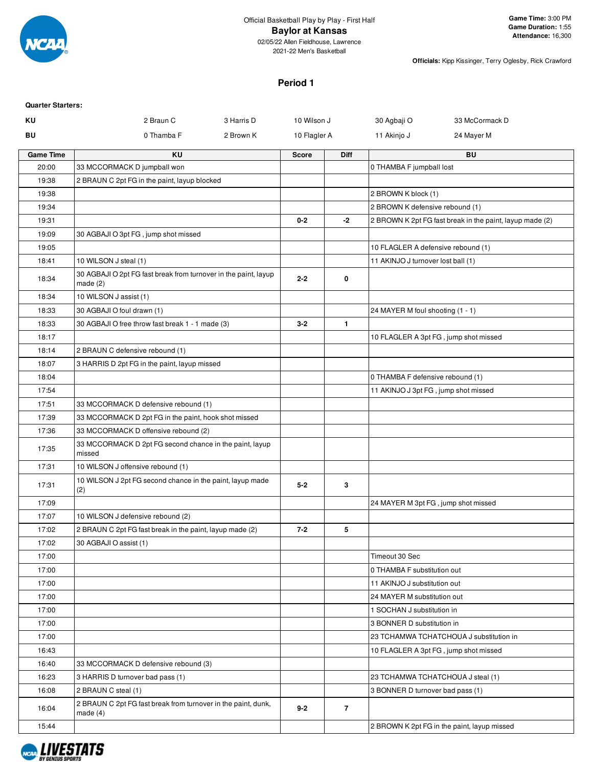Official Basketball Play by Play - First Half

# Baylor at Kansas

02/05/22 Allen Fieldhouse, Lawrence
2021-22 Men's Basketball

**Game Time:** 3:00 PM
**Game Duration:** 1:55
**Attendance:** 16,300

**Officials:** Kipp Kissinger, Terry Oglesby, Rick Crawford

## Period 1

**Quarter Starters:**

| | | | | | |
|---|---|---|---|---|---|
| KU | 2 Braun C | 3 Harris D | 10 Wilson J | 30 Agbaji O | 33 McCormack D |
| BU | 0 Thamba F | 2 Brown K | 10 Flagler A | 11 Akinjo J | 24 Mayer M |

| Game Time | KU | Score | Diff | BU |
|---|---|---|---|---|
| 20:00 | 33 MCCORMACK D jumpball won | | | 0 THAMBA F jumpball lost |
| 19:38 | 2 BRAUN C 2pt FG in the paint, layup blocked | | | |
| 19:38 | | | | 2 BROWN K block (1) |
| 19:34 | | | | 2 BROWN K defensive rebound (1) |
| 19:31 | | 0-2 | -2 | 2 BROWN K 2pt FG fast break in the paint, layup made (2) |
| 19:09 | 30 AGBAJI O 3pt FG , jump shot missed | | | |
| 19:05 | | | | 10 FLAGLER A defensive rebound (1) |
| 18:41 | 10 WILSON J steal (1) | | | 11 AKINJO J turnover lost ball (1) |
| 18:34 | 30 AGBAJI O 2pt FG fast break from turnover in the paint, layup made (2) | 2-2 | 0 | |
| 18:34 | 10 WILSON J assist (1) | | | |
| 18:33 | 30 AGBAJI O foul drawn (1) | | | 24 MAYER M foul shooting (1 - 1) |
| 18:33 | 30 AGBAJI O free throw fast break 1 - 1 made (3) | 3-2 | 1 | |
| 18:17 | | | | 10 FLAGLER A 3pt FG , jump shot missed |
| 18:14 | 2 BRAUN C defensive rebound (1) | | | |
| 18:07 | 3 HARRIS D 2pt FG in the paint, layup missed | | | |
| 18:04 | | | | 0 THAMBA F defensive rebound (1) |
| 17:54 | | | | 11 AKINJO J 3pt FG , jump shot missed |
| 17:51 | 33 MCCORMACK D defensive rebound (1) | | | |
| 17:39 | 33 MCCORMACK D 2pt FG in the paint, hook shot missed | | | |
| 17:36 | 33 MCCORMACK D offensive rebound (2) | | | |
| 17:35 | 33 MCCORMACK D 2pt FG second chance in the paint, layup missed | | | |
| 17:31 | 10 WILSON J offensive rebound (1) | | | |
| 17:31 | 10 WILSON J 2pt FG second chance in the paint, layup made (2) | 5-2 | 3 | |
| 17:09 | | | | 24 MAYER M 3pt FG , jump shot missed |
| 17:07 | 10 WILSON J defensive rebound (2) | | | |
| 17:02 | 2 BRAUN C 2pt FG fast break in the paint, layup made (2) | 7-2 | 5 | |
| 17:02 | 30 AGBAJI O assist (1) | | | |
| 17:00 | | | | Timeout 30 Sec |
| 17:00 | | | | 0 THAMBA F substitution out |
| 17:00 | | | | 11 AKINJO J substitution out |
| 17:00 | | | | 24 MAYER M substitution out |
| 17:00 | | | | 1 SOCHAN J substitution in |
| 17:00 | | | | 3 BONNER D substitution in |
| 17:00 | | | | 23 TCHAMWA TCHATCHOUA J substitution in |
| 16:43 | | | | 10 FLAGLER A 3pt FG , jump shot missed |
| 16:40 | 33 MCCORMACK D defensive rebound (3) | | | |
| 16:23 | 3 HARRIS D turnover bad pass (1) | | | 23 TCHAMWA TCHATCHOUA J steal (1) |
| 16:08 | 2 BRAUN C steal (1) | | | 3 BONNER D turnover bad pass (1) |
| 16:04 | 2 BRAUN C 2pt FG fast break from turnover in the paint, dunk, made (4) | 9-2 | 7 | |
| 15:44 | | | | 2 BROWN K 2pt FG in the paint, layup missed |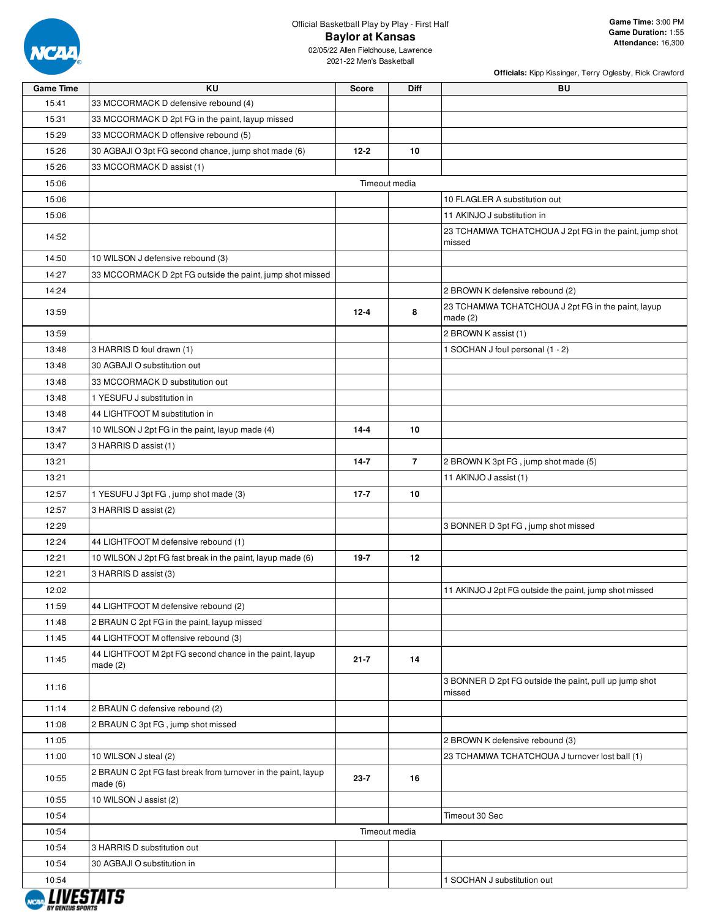Official Basketball Play by Play - First Half

**Baylor at Kansas**

02/05/22 Allen Fieldhouse, Lawrence
2021-22 Men's Basketball

**Game Time:** 3:00 PM
**Game Duration:** 1:55
**Attendance:** 16,300

**Officials:** Kipp Kissinger, Terry Oglesby, Rick Crawford

| Game Time | KU | Score | Diff | BU |
|---|---|---|---|---|
| 15:41 | 33 MCCORMACK D defensive rebound (4) | | | |
| 15:31 | 33 MCCORMACK D 2pt FG in the paint, layup missed | | | |
| 15:29 | 33 MCCORMACK D offensive rebound (5) | | | |
| 15:26 | 30 AGBAJI O 3pt FG second chance, jump shot made (6) | 12-2 | 10 | |
| 15:26 | 33 MCCORMACK D assist (1) | | | |
| 15:06 | Timeout media | | | |
| 15:06 | | | | 10 FLAGLER A substitution out |
| 15:06 | | | | 11 AKINJO J substitution in |
| 14:52 | | | | 23 TCHAMWA TCHATCHOUA J 2pt FG in the paint, jump shot missed |
| 14:50 | 10 WILSON J defensive rebound (3) | | | |
| 14:27 | 33 MCCORMACK D 2pt FG outside the paint, jump shot missed | | | |
| 14:24 | | | | 2 BROWN K defensive rebound (2) |
| 13:59 | | 12-4 | 8 | 23 TCHAMWA TCHATCHOUA J 2pt FG in the paint, layup made (2) |
| 13:59 | | | | 2 BROWN K assist (1) |
| 13:48 | 3 HARRIS D foul drawn (1) | | | 1 SOCHAN J foul personal (1 - 2) |
| 13:48 | 30 AGBAJI O substitution out | | | |
| 13:48 | 33 MCCORMACK D substitution out | | | |
| 13:48 | 1 YESUFU J substitution in | | | |
| 13:48 | 44 LIGHTFOOT M substitution in | | | |
| 13:47 | 10 WILSON J 2pt FG in the paint, layup made (4) | 14-4 | 10 | |
| 13:47 | 3 HARRIS D assist (1) | | | |
| 13:21 | | 14-7 | 7 | 2 BROWN K 3pt FG , jump shot made (5) |
| 13:21 | | | | 11 AKINJO J assist (1) |
| 12:57 | 1 YESUFU J 3pt FG , jump shot made (3) | 17-7 | 10 | |
| 12:57 | 3 HARRIS D assist (2) | | | |
| 12:29 | | | | 3 BONNER D 3pt FG , jump shot missed |
| 12:24 | 44 LIGHTFOOT M defensive rebound (1) | | | |
| 12:21 | 10 WILSON J 2pt FG fast break in the paint, layup made (6) | 19-7 | 12 | |
| 12:21 | 3 HARRIS D assist (3) | | | |
| 12:02 | | | | 11 AKINJO J 2pt FG outside the paint, jump shot missed |
| 11:59 | 44 LIGHTFOOT M defensive rebound (2) | | | |
| 11:48 | 2 BRAUN C 2pt FG in the paint, layup missed | | | |
| 11:45 | 44 LIGHTFOOT M offensive rebound (3) | | | |
| 11:45 | 44 LIGHTFOOT M 2pt FG second chance in the paint, layup made (2) | 21-7 | 14 | |
| 11:16 | | | | 3 BONNER D 2pt FG outside the paint, pull up jump shot missed |
| 11:14 | 2 BRAUN C defensive rebound (2) | | | |
| 11:08 | 2 BRAUN C 3pt FG , jump shot missed | | | |
| 11:05 | | | | 2 BROWN K defensive rebound (3) |
| 11:00 | 10 WILSON J steal (2) | | | 23 TCHAMWA TCHATCHOUA J turnover lost ball (1) |
| 10:55 | 2 BRAUN C 2pt FG fast break from turnover in the paint, layup made (6) | 23-7 | 16 | |
| 10:55 | 10 WILSON J assist (2) | | | |
| 10:54 | | | | Timeout 30 Sec |
| 10:54 | Timeout media | | | |
| 10:54 | 3 HARRIS D substitution out | | | |
| 10:54 | 30 AGBAJI O substitution in | | | |
| 10:54 | | | | 1 SOCHAN J substitution out |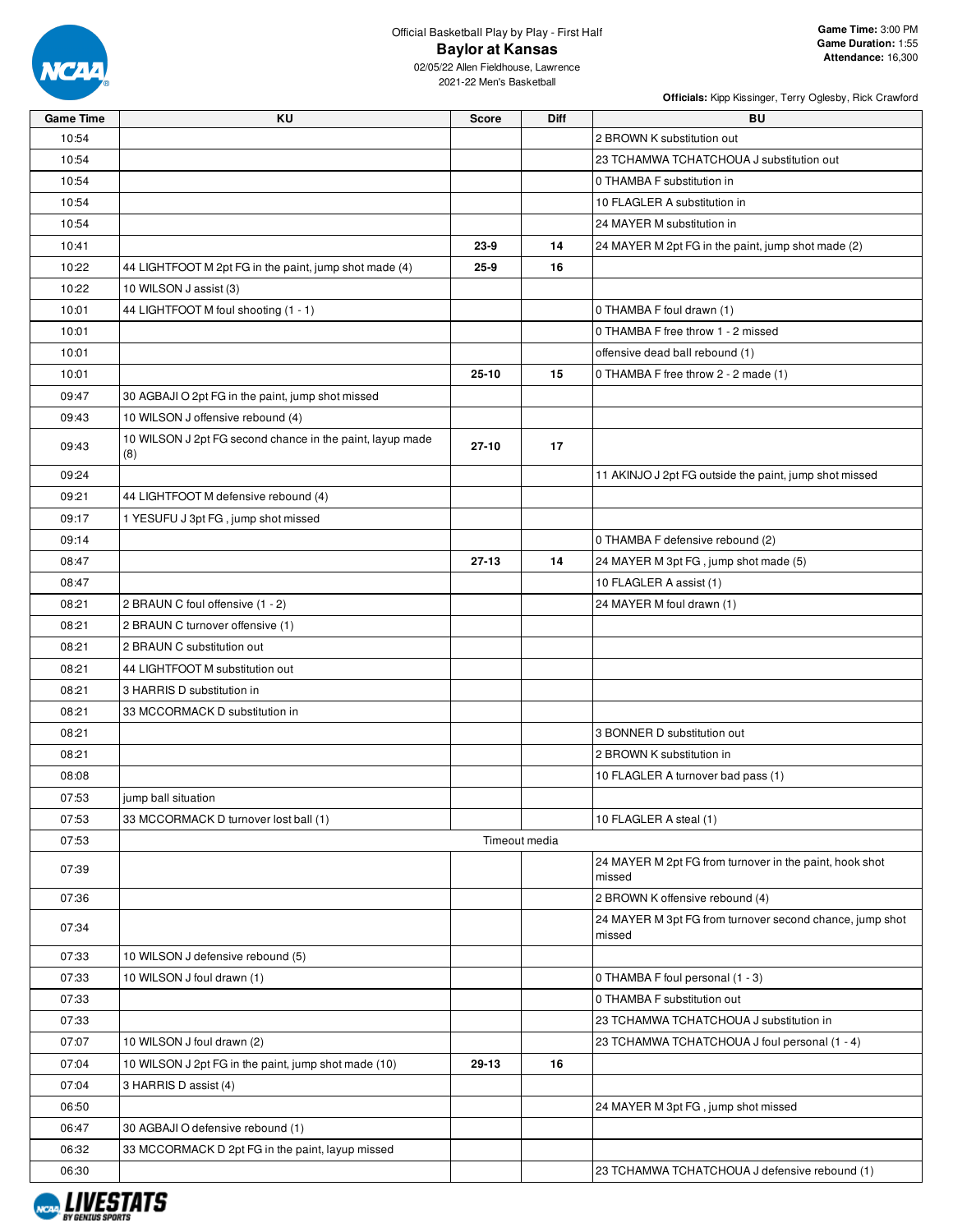Official Basketball Play by Play - First Half

## Baylor at Kansas

02/05/22 Allen Fieldhouse, Lawrence
2021-22 Men's Basketball

**Game Time:** 3:00 PM
**Game Duration:** 1:55
**Attendance:** 16,300

**Officials:** Kipp Kissinger, Terry Oglesby, Rick Crawford

| Game Time | KU | Score | Diff | BU |
|---|---|---|---|---|
| 10:54 | | | | 2 BROWN K substitution out |
| 10:54 | | | | 23 TCHAMWA TCHATCHOUA J substitution out |
| 10:54 | | | | 0 THAMBA F substitution in |
| 10:54 | | | | 10 FLAGLER A substitution in |
| 10:54 | | | | 24 MAYER M substitution in |
| 10:41 | | 23-9 | 14 | 24 MAYER M 2pt FG in the paint, jump shot made (2) |
| 10:22 | 44 LIGHTFOOT M 2pt FG in the paint, jump shot made (4) | 25-9 | 16 | |
| 10:22 | 10 WILSON J assist (3) | | | |
| 10:01 | 44 LIGHTFOOT M foul shooting (1 - 1) | | | 0 THAMBA F foul drawn (1) |
| 10:01 | | | | 0 THAMBA F free throw 1 - 2 missed |
| 10:01 | | | | offensive dead ball rebound (1) |
| 10:01 | | 25-10 | 15 | 0 THAMBA F free throw 2 - 2 made (1) |
| 09:47 | 30 AGBAJI O 2pt FG in the paint, jump shot missed | | | |
| 09:43 | 10 WILSON J offensive rebound (4) | | | |
| 09:43 | 10 WILSON J 2pt FG second chance in the paint, layup made (8) | 27-10 | 17 | |
| 09:24 | | | | 11 AKINJO J 2pt FG outside the paint, jump shot missed |
| 09:21 | 44 LIGHTFOOT M defensive rebound (4) | | | |
| 09:17 | 1 YESUFU J 3pt FG , jump shot missed | | | |
| 09:14 | | | | 0 THAMBA F defensive rebound (2) |
| 08:47 | | 27-13 | 14 | 24 MAYER M 3pt FG , jump shot made (5) |
| 08:47 | | | | 10 FLAGLER A assist (1) |
| 08:21 | 2 BRAUN C foul offensive (1 - 2) | | | 24 MAYER M foul drawn (1) |
| 08:21 | 2 BRAUN C turnover offensive (1) | | | |
| 08:21 | 2 BRAUN C substitution out | | | |
| 08:21 | 44 LIGHTFOOT M substitution out | | | |
| 08:21 | 3 HARRIS D substitution in | | | |
| 08:21 | 33 MCCORMACK D substitution in | | | |
| 08:21 | | | | 3 BONNER D substitution out |
| 08:21 | | | | 2 BROWN K substitution in |
| 08:08 | | | | 10 FLAGLER A turnover bad pass (1) |
| 07:53 | jump ball situation | | | |
| 07:53 | 33 MCCORMACK D turnover lost ball (1) | | | 10 FLAGLER A steal (1) |
| 07:53 | Timeout media | | | |
| 07:39 | | | | 24 MAYER M 2pt FG from turnover in the paint, hook shot missed |
| 07:36 | | | | 2 BROWN K offensive rebound (4) |
| 07:34 | | | | 24 MAYER M 3pt FG from turnover second chance, jump shot missed |
| 07:33 | 10 WILSON J defensive rebound (5) | | | |
| 07:33 | 10 WILSON J foul drawn (1) | | | 0 THAMBA F foul personal (1 - 3) |
| 07:33 | | | | 0 THAMBA F substitution out |
| 07:33 | | | | 23 TCHAMWA TCHATCHOUA J substitution in |
| 07:07 | 10 WILSON J foul drawn (2) | | | 23 TCHAMWA TCHATCHOUA J foul personal (1 - 4) |
| 07:04 | 10 WILSON J 2pt FG in the paint, jump shot made (10) | 29-13 | 16 | |
| 07:04 | 3 HARRIS D assist (4) | | | |
| 06:50 | | | | 24 MAYER M 3pt FG , jump shot missed |
| 06:47 | 30 AGBAJI O defensive rebound (1) | | | |
| 06:32 | 33 MCCORMACK D 2pt FG in the paint, layup missed | | | |
| 06:30 | | | | 23 TCHAMWA TCHATCHOUA J defensive rebound (1) |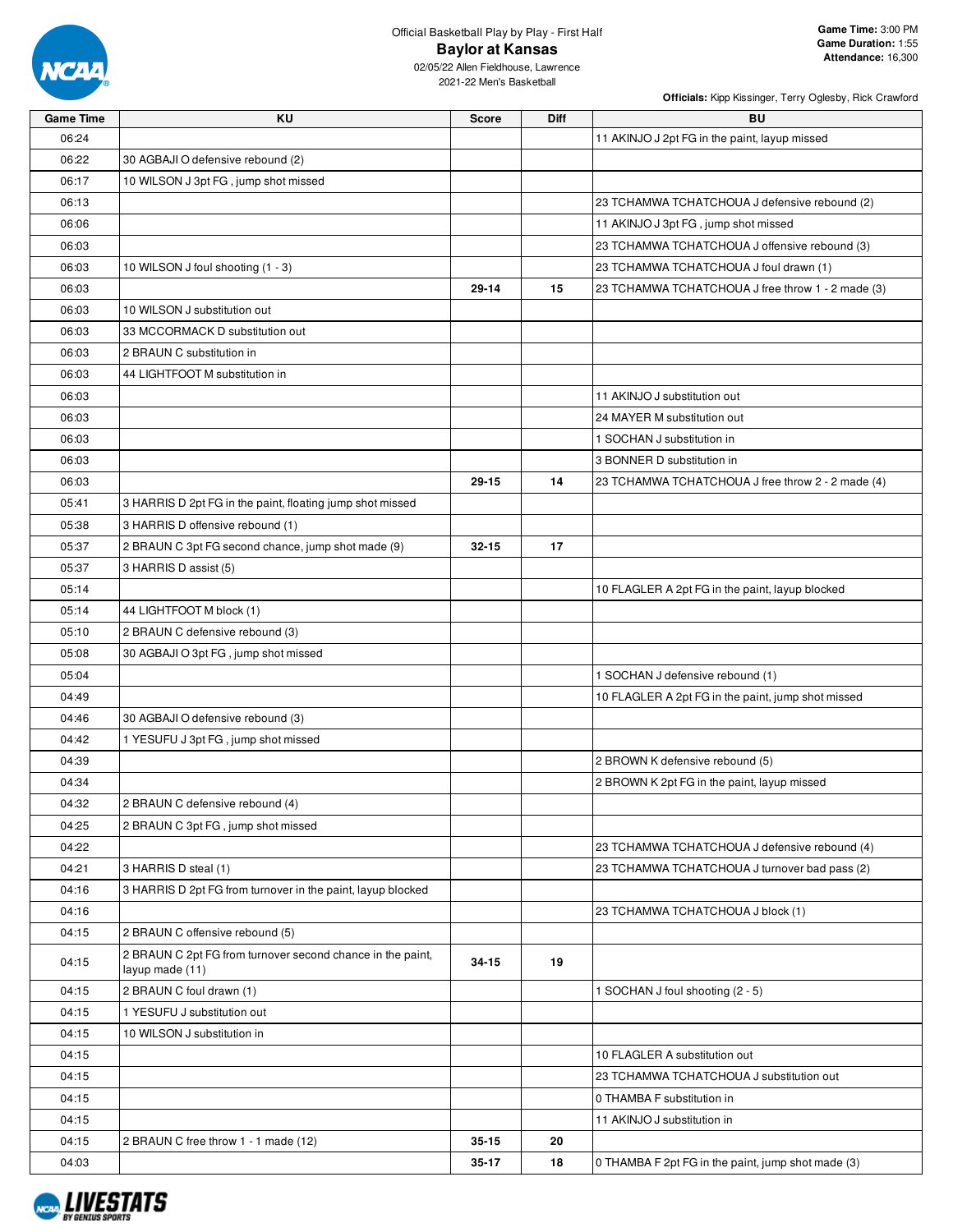Official Basketball Play by Play - First Half

**Baylor at Kansas**

02/05/22 Allen Fieldhouse, Lawrence

2021-22 Men's Basketball

**Game Time:** 3:00 PM
**Game Duration:** 1:55
**Attendance:** 16,300

**Officials:** Kipp Kissinger, Terry Oglesby, Rick Crawford

| Game Time | KU | Score | Diff | BU |
|---|---|---|---|---|
| 06:24 | | | | 11 AKINJO J 2pt FG in the paint, layup missed |
| 06:22 | 30 AGBAJI O defensive rebound (2) | | | |
| 06:17 | 10 WILSON J 3pt FG , jump shot missed | | | |
| 06:13 | | | | 23 TCHAMWA TCHATCHOUA J defensive rebound (2) |
| 06:06 | | | | 11 AKINJO J 3pt FG , jump shot missed |
| 06:03 | | | | 23 TCHAMWA TCHATCHOUA J offensive rebound (3) |
| 06:03 | 10 WILSON J foul shooting (1 - 3) | | | 23 TCHAMWA TCHATCHOUA J foul drawn (1) |
| 06:03 | | 29-14 | 15 | 23 TCHAMWA TCHATCHOUA J free throw 1 - 2 made (3) |
| 06:03 | 10 WILSON J substitution out | | | |
| 06:03 | 33 MCCORMACK D substitution out | | | |
| 06:03 | 2 BRAUN C substitution in | | | |
| 06:03 | 44 LIGHTFOOT M substitution in | | | |
| 06:03 | | | | 11 AKINJO J substitution out |
| 06:03 | | | | 24 MAYER M substitution out |
| 06:03 | | | | 1 SOCHAN J substitution in |
| 06:03 | | | | 3 BONNER D substitution in |
| 06:03 | | 29-15 | 14 | 23 TCHAMWA TCHATCHOUA J free throw 2 - 2 made (4) |
| 05:41 | 3 HARRIS D 2pt FG in the paint, floating jump shot missed | | | |
| 05:38 | 3 HARRIS D offensive rebound (1) | | | |
| 05:37 | 2 BRAUN C 3pt FG second chance, jump shot made (9) | 32-15 | 17 | |
| 05:37 | 3 HARRIS D assist (5) | | | |
| 05:14 | | | | 10 FLAGLER A 2pt FG in the paint, layup blocked |
| 05:14 | 44 LIGHTFOOT M block (1) | | | |
| 05:10 | 2 BRAUN C defensive rebound (3) | | | |
| 05:08 | 30 AGBAJI O 3pt FG , jump shot missed | | | |
| 05:04 | | | | 1 SOCHAN J defensive rebound (1) |
| 04:49 | | | | 10 FLAGLER A 2pt FG in the paint, jump shot missed |
| 04:46 | 30 AGBAJI O defensive rebound (3) | | | |
| 04:42 | 1 YESUFU J 3pt FG , jump shot missed | | | |
| 04:39 | | | | 2 BROWN K defensive rebound (5) |
| 04:34 | | | | 2 BROWN K 2pt FG in the paint, layup missed |
| 04:32 | 2 BRAUN C defensive rebound (4) | | | |
| 04:25 | 2 BRAUN C 3pt FG , jump shot missed | | | |
| 04:22 | | | | 23 TCHAMWA TCHATCHOUA J defensive rebound (4) |
| 04:21 | 3 HARRIS D steal (1) | | | 23 TCHAMWA TCHATCHOUA J turnover bad pass (2) |
| 04:16 | 3 HARRIS D 2pt FG from turnover in the paint, layup blocked | | | |
| 04:16 | | | | 23 TCHAMWA TCHATCHOUA J block (1) |
| 04:15 | 2 BRAUN C offensive rebound (5) | | | |
| 04:15 | 2 BRAUN C 2pt FG from turnover second chance in the paint, layup made (11) | 34-15 | 19 | |
| 04:15 | 2 BRAUN C foul drawn (1) | | | 1 SOCHAN J foul shooting (2 - 5) |
| 04:15 | 1 YESUFU J substitution out | | | |
| 04:15 | 10 WILSON J substitution in | | | |
| 04:15 | | | | 10 FLAGLER A substitution out |
| 04:15 | | | | 23 TCHAMWA TCHATCHOUA J substitution out |
| 04:15 | | | | 0 THAMBA F substitution in |
| 04:15 | | | | 11 AKINJO J substitution in |
| 04:15 | 2 BRAUN C free throw 1 - 1 made (12) | 35-15 | 20 | |
| 04:03 | | 35-17 | 18 | 0 THAMBA F 2pt FG in the paint, jump shot made (3) |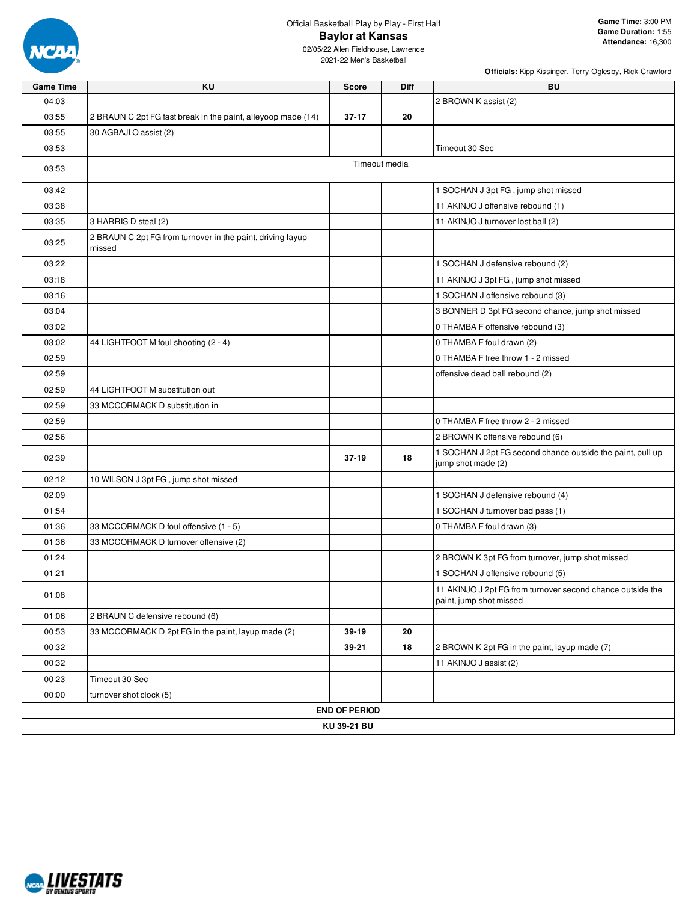Official Basketball Play by Play - First Half

# Baylor at Kansas

02/05/22 Allen Fieldhouse, Lawrence
2021-22 Men's Basketball

**Game Time:** 3:00 PM
**Game Duration:** 1:55
**Attendance:** 16,300

**Officials:** Kipp Kissinger, Terry Oglesby, Rick Crawford

| Game Time | KU | Score | Diff | BU |
|---|---|---|---|---|
| 04:03 | | | | 2 BROWN K assist (2) |
| 03:55 | 2 BRAUN C 2pt FG fast break in the paint, alleyoop made (14) | 37-17 | 20 | |
| 03:55 | 30 AGBAJI O assist (2) | | | |
| 03:53 | | | | Timeout 30 Sec |
| 03:53 | Timeout media | | | |
| 03:42 | | | | 1 SOCHAN J 3pt FG , jump shot missed |
| 03:38 | | | | 11 AKINJO J offensive rebound (1) |
| 03:35 | 3 HARRIS D steal (2) | | | 11 AKINJO J turnover lost ball (2) |
| 03:25 | 2 BRAUN C 2pt FG from turnover in the paint, driving layup missed | | | |
| 03:22 | | | | 1 SOCHAN J defensive rebound (2) |
| 03:18 | | | | 11 AKINJO J 3pt FG , jump shot missed |
| 03:16 | | | | 1 SOCHAN J offensive rebound (3) |
| 03:04 | | | | 3 BONNER D 3pt FG second chance, jump shot missed |
| 03:02 | | | | 0 THAMBA F offensive rebound (3) |
| 03:02 | 44 LIGHTFOOT M foul shooting (2 - 4) | | | 0 THAMBA F foul drawn (2) |
| 02:59 | | | | 0 THAMBA F free throw 1 - 2 missed |
| 02:59 | | | | offensive dead ball rebound (2) |
| 02:59 | 44 LIGHTFOOT M substitution out | | | |
| 02:59 | 33 MCCORMACK D substitution in | | | |
| 02:59 | | | | 0 THAMBA F free throw 2 - 2 missed |
| 02:56 | | | | 2 BROWN K offensive rebound (6) |
| 02:39 | | 37-19 | 18 | 1 SOCHAN J 2pt FG second chance outside the paint, pull up jump shot made (2) |
| 02:12 | 10 WILSON J 3pt FG , jump shot missed | | | |
| 02:09 | | | | 1 SOCHAN J defensive rebound (4) |
| 01:54 | | | | 1 SOCHAN J turnover bad pass (1) |
| 01:36 | 33 MCCORMACK D foul offensive (1 - 5) | | | 0 THAMBA F foul drawn (3) |
| 01:36 | 33 MCCORMACK D turnover offensive (2) | | | |
| 01:24 | | | | 2 BROWN K 3pt FG from turnover, jump shot missed |
| 01:21 | | | | 1 SOCHAN J offensive rebound (5) |
| 01:08 | | | | 11 AKINJO J 2pt FG from turnover second chance outside the paint, jump shot missed |
| 01:06 | 2 BRAUN C defensive rebound (6) | | | |
| 00:53 | 33 MCCORMACK D 2pt FG in the paint, layup made (2) | 39-19 | 20 | |
| 00:32 | | 39-21 | 18 | 2 BROWN K 2pt FG in the paint, layup made (7) |
| 00:32 | | | | 11 AKINJO J assist (2) |
| 00:23 | Timeout 30 Sec | | | |
| 00:00 | turnover shot clock (5) | | | |
| **END OF PERIOD** | | | | |
| **KU 39-21 BU** | | | | |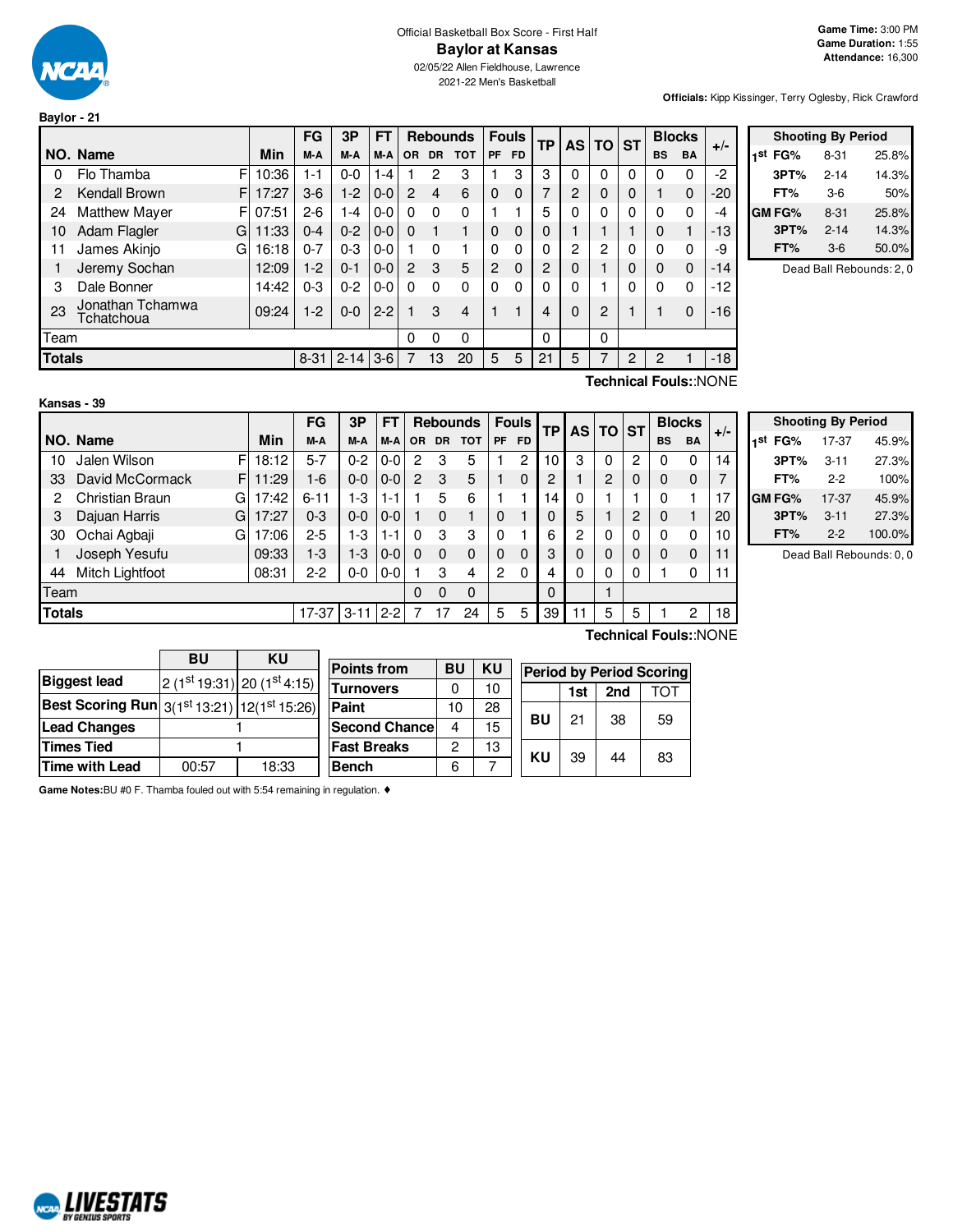Official Basketball Box Score - First Half

# Baylor at Kansas

02/05/22 Allen Fieldhouse, Lawrence

2021-22 Men's Basketball

**Game Time:** 3:00 PM
**Game Duration:** 1:55
**Attendance:** 16,300

**Officials:** Kipp Kissinger, Terry Oglesby, Rick Crawford

## Baylor - 21

| NO. | Name | | Min | FG M-A | 3P M-A | FT M-A | OR | DR | TOT | PF | FD | TP | AS | TO | ST | BS | BA | +/- |
|---|---|---|---|---|---|---|---|---|---|---|---|---|---|---|---|---|---|---|
| 0 | Flo Thamba | F | 10:36 | 1-1 | 0-0 | 1-4 | 1 | 2 | 3 | 1 | 3 | 3 | 0 | 0 | 0 | 0 | 0 | -2 |
| 2 | Kendall Brown | F | 17:27 | 3-6 | 1-2 | 0-0 | 2 | 4 | 6 | 0 | 0 | 7 | 2 | 0 | 0 | 1 | 0 | -20 |
| 24 | Matthew Mayer | F | 07:51 | 2-6 | 1-4 | 0-0 | 0 | 0 | 0 | 1 | 1 | 5 | 0 | 0 | 0 | 0 | 0 | -4 |
| 10 | Adam Flagler | G | 11:33 | 0-4 | 0-2 | 0-0 | 0 | 1 | 1 | 0 | 0 | 0 | 1 | 1 | 1 | 0 | 1 | -13 |
| 11 | James Akinjo | G | 16:18 | 0-7 | 0-3 | 0-0 | 1 | 0 | 1 | 0 | 0 | 0 | 2 | 2 | 0 | 0 | 0 | -9 |
| 1 | Jeremy Sochan | | 12:09 | 1-2 | 0-1 | 0-0 | 2 | 3 | 5 | 2 | 0 | 2 | 0 | 1 | 0 | 0 | 0 | -14 |
| 3 | Dale Bonner | | 14:42 | 0-3 | 0-2 | 0-0 | 0 | 0 | 0 | 0 | 0 | 0 | 0 | 1 | 0 | 0 | 0 | -12 |
| 23 | Jonathan Tchamwa Tchatchoua | | 09:24 | 1-2 | 0-0 | 2-2 | 1 | 3 | 4 | 1 | 1 | 4 | 0 | 2 | 1 | 1 | 0 | -16 |
| | Team | | | | | | 0 | 0 | 0 | | | 0 | | 0 | | | | |
| | **Totals** | | | 8-31 | 2-14 | 3-6 | 7 | 13 | 20 | 5 | 5 | 21 | 5 | 7 | 2 | 2 | 1 | -18 |

**Technical Fouls:**:NONE

| Shooting By Period | | |
|---|---|---|
| 1st FG% | 8-31 | 25.8% |
| 3PT% | 2-14 | 14.3% |
| FT% | 3-6 | 50% |
| GM FG% | 8-31 | 25.8% |
| 3PT% | 2-14 | 14.3% |
| FT% | 3-6 | 50.0% |

Dead Ball Rebounds: 2, 0

## Kansas - 39

| NO. | Name | | Min | FG M-A | 3P M-A | FT M-A | OR | DR | TOT | PF | FD | TP | AS | TO | ST | BS | BA | +/- |
|---|---|---|---|---|---|---|---|---|---|---|---|---|---|---|---|---|---|---|
| 10 | Jalen Wilson | F | 18:12 | 5-7 | 0-2 | 0-0 | 2 | 3 | 5 | 1 | 2 | 10 | 3 | 0 | 2 | 0 | 0 | 14 |
| 33 | David McCormack | F | 11:29 | 1-6 | 0-0 | 0-0 | 2 | 3 | 5 | 1 | 0 | 2 | 1 | 2 | 0 | 0 | 0 | 7 |
| 2 | Christian Braun | G | 17:42 | 6-11 | 1-3 | 1-1 | 1 | 5 | 6 | 1 | 1 | 14 | 0 | 1 | 1 | 0 | 1 | 17 |
| 3 | Dajuan Harris | G | 17:27 | 0-3 | 0-0 | 0-0 | 1 | 0 | 1 | 0 | 1 | 0 | 5 | 1 | 2 | 0 | 1 | 20 |
| 30 | Ochai Agbaji | G | 17:06 | 2-5 | 1-3 | 1-1 | 0 | 3 | 3 | 0 | 1 | 6 | 2 | 0 | 0 | 0 | 0 | 10 |
| 1 | Joseph Yesufu | | 09:33 | 1-3 | 1-3 | 0-0 | 0 | 0 | 0 | 0 | 0 | 3 | 0 | 0 | 0 | 0 | 0 | 11 |
| 44 | Mitch Lightfoot | | 08:31 | 2-2 | 0-0 | 0-0 | 1 | 3 | 4 | 2 | 0 | 4 | 0 | 0 | 0 | 1 | 0 | 11 |
| | Team | | | | | | 0 | 0 | 0 | | | 0 | | 1 | | | | |
| | **Totals** | | | 17-37 | 3-11 | 2-2 | 7 | 17 | 24 | 5 | 5 | 39 | 11 | 5 | 5 | 1 | 2 | 18 |

**Technical Fouls:**:NONE

| Shooting By Period | | |
|---|---|---|
| 1st FG% | 17-37 | 45.9% |
| 3PT% | 3-11 | 27.3% |
| FT% | 2-2 | 100% |
| GM FG% | 17-37 | 45.9% |
| 3PT% | 3-11 | 27.3% |
| FT% | 2-2 | 100.0% |

Dead Ball Rebounds: 0, 0

| | BU | KU |
|---|---|---|
| Biggest lead | 2 (1st 19:31) | 20 (1st 4:15) |
| Best Scoring Run | 3(1st 13:21) | 12(1st 15:26) |
| Lead Changes | 1 | |
| Times Tied | 1 | |
| Time with Lead | 00:57 | 18:33 |

| Points from | BU | KU |
|---|---|---|
| Turnovers | 0 | 10 |
| Paint | 10 | 28 |
| Second Chance | 4 | 15 |
| Fast Breaks | 2 | 13 |
| Bench | 6 | 7 |

| Period by Period Scoring | 1st | 2nd | TOT |
|---|---|---|---|
| BU | 21 | 38 | 59 |
| KU | 39 | 44 | 83 |

**Game Notes:**BU #0 F. Thamba fouled out with 5:54 remaining in regulation. ♦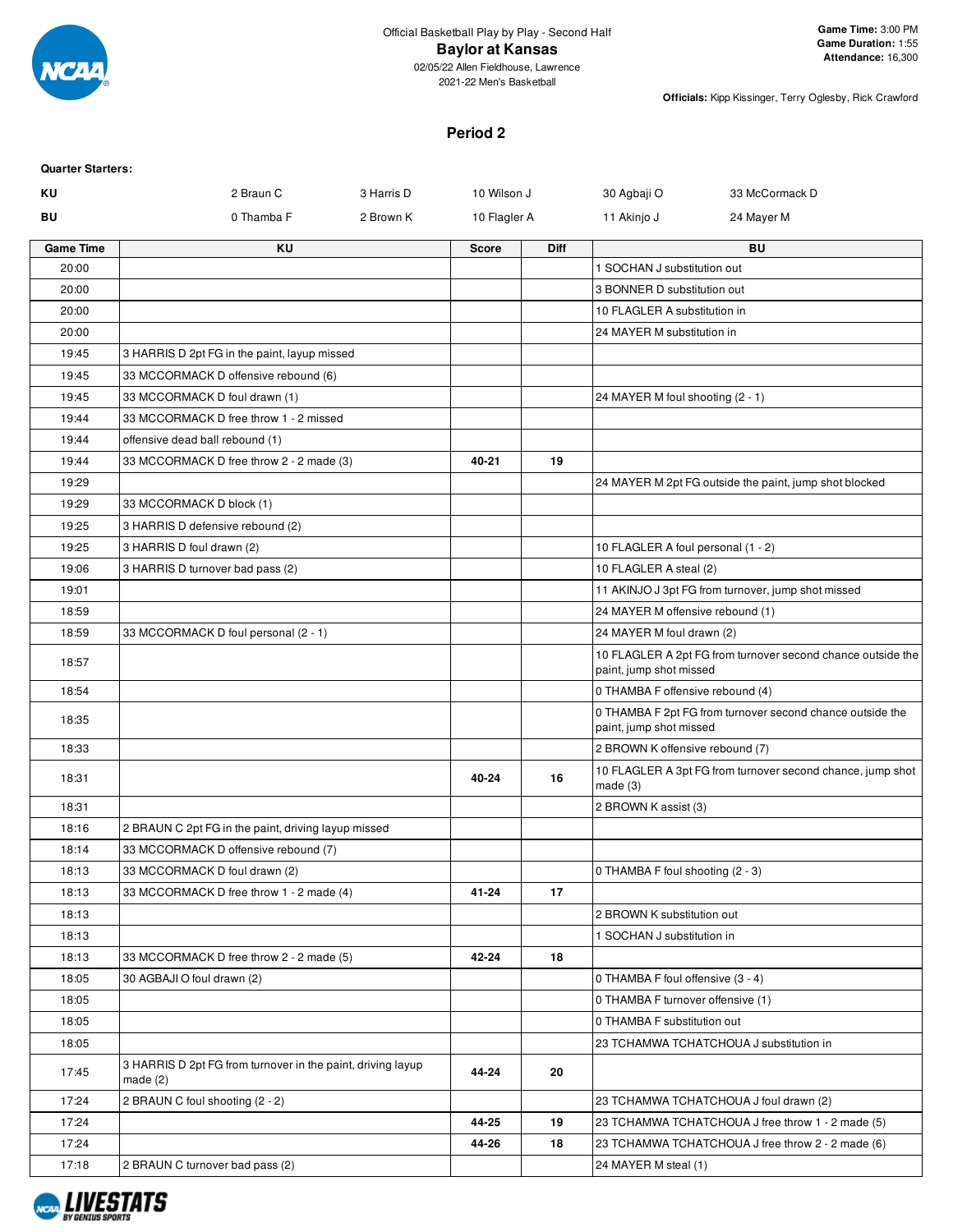Official Basketball Play by Play - Second Half

# Baylor at Kansas

02/05/22 Allen Fieldhouse, Lawrence
2021-22 Men's Basketball

**Game Time:** 3:00 PM
**Game Duration:** 1:55
**Attendance:** 16,300

**Officials:** Kipp Kissinger, Terry Oglesby, Rick Crawford

## Period 2

**Quarter Starters:**

| | | | | | |
|---|---|---|---|---|---|
| **KU** | 2 Braun C | 3 Harris D | 10 Wilson J | 30 Agbaji O | 33 McCormack D |
| **BU** | 0 Thamba F | 2 Brown K | 10 Flagler A | 11 Akinjo J | 24 Mayer M |

| Game Time | KU | Score | Diff | BU |
|---|---|---|---|---|
| 20:00 | | | | 1 SOCHAN J substitution out |
| 20:00 | | | | 3 BONNER D substitution out |
| 20:00 | | | | 10 FLAGLER A substitution in |
| 20:00 | | | | 24 MAYER M substitution in |
| 19:45 | 3 HARRIS D 2pt FG in the paint, layup missed | | | |
| 19:45 | 33 MCCORMACK D offensive rebound (6) | | | |
| 19:45 | 33 MCCORMACK D foul drawn (1) | | | 24 MAYER M foul shooting (2 - 1) |
| 19:44 | 33 MCCORMACK D free throw 1 - 2 missed | | | |
| 19:44 | offensive dead ball rebound (1) | | | |
| 19:44 | 33 MCCORMACK D free throw 2 - 2 made (3) | 40-21 | 19 | |
| 19:29 | | | | 24 MAYER M 2pt FG outside the paint, jump shot blocked |
| 19:29 | 33 MCCORMACK D block (1) | | | |
| 19:25 | 3 HARRIS D defensive rebound (2) | | | |
| 19:25 | 3 HARRIS D foul drawn (2) | | | 10 FLAGLER A foul personal (1 - 2) |
| 19:06 | 3 HARRIS D turnover bad pass (2) | | | 10 FLAGLER A steal (2) |
| 19:01 | | | | 11 AKINJO J 3pt FG from turnover, jump shot missed |
| 18:59 | | | | 24 MAYER M offensive rebound (1) |
| 18:59 | 33 MCCORMACK D foul personal (2 - 1) | | | 24 MAYER M foul drawn (2) |
| 18:57 | | | | 10 FLAGLER A 2pt FG from turnover second chance outside the paint, jump shot missed |
| 18:54 | | | | 0 THAMBA F offensive rebound (4) |
| 18:35 | | | | 0 THAMBA F 2pt FG from turnover second chance outside the paint, jump shot missed |
| 18:33 | | | | 2 BROWN K offensive rebound (7) |
| 18:31 | | 40-24 | 16 | 10 FLAGLER A 3pt FG from turnover second chance, jump shot made (3) |
| 18:31 | | | | 2 BROWN K assist (3) |
| 18:16 | 2 BRAUN C 2pt FG in the paint, driving layup missed | | | |
| 18:14 | 33 MCCORMACK D offensive rebound (7) | | | |
| 18:13 | 33 MCCORMACK D foul drawn (2) | | | 0 THAMBA F foul shooting (2 - 3) |
| 18:13 | 33 MCCORMACK D free throw 1 - 2 made (4) | 41-24 | 17 | |
| 18:13 | | | | 2 BROWN K substitution out |
| 18:13 | | | | 1 SOCHAN J substitution in |
| 18:13 | 33 MCCORMACK D free throw 2 - 2 made (5) | 42-24 | 18 | |
| 18:05 | 30 AGBAJI O foul drawn (2) | | | 0 THAMBA F foul offensive (3 - 4) |
| 18:05 | | | | 0 THAMBA F turnover offensive (1) |
| 18:05 | | | | 0 THAMBA F substitution out |
| 18:05 | | | | 23 TCHAMWA TCHATCHOUA J substitution in |
| 17:45 | 3 HARRIS D 2pt FG from turnover in the paint, driving layup made (2) | 44-24 | 20 | |
| 17:24 | 2 BRAUN C foul shooting (2 - 2) | | | 23 TCHAMWA TCHATCHOUA J foul drawn (2) |
| 17:24 | | 44-25 | 19 | 23 TCHAMWA TCHATCHOUA J free throw 1 - 2 made (5) |
| 17:24 | | 44-26 | 18 | 23 TCHAMWA TCHATCHOUA J free throw 2 - 2 made (6) |
| 17:18 | 2 BRAUN C turnover bad pass (2) | | | 24 MAYER M steal (1) |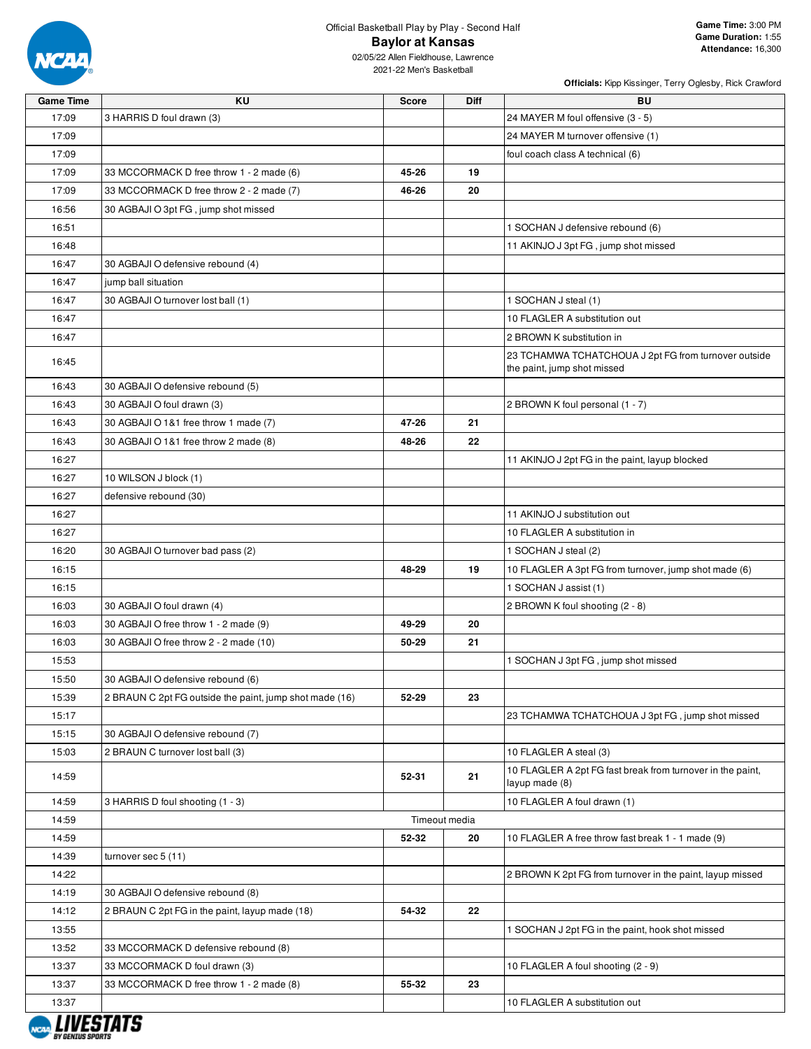Official Basketball Play by Play - Second Half

# Baylor at Kansas

02/05/22 Allen Fieldhouse, Lawrence
2021-22 Men's Basketball

**Game Time:** 3:00 PM
**Game Duration:** 1:55
**Attendance:** 16,300

**Officials:** Kipp Kissinger, Terry Oglesby, Rick Crawford

| Game Time | KU | Score | Diff | BU |
|---|---|---|---|---|
| 17:09 | 3 HARRIS D foul drawn (3) | | | 24 MAYER M foul offensive (3 - 5) |
| 17:09 | | | | 24 MAYER M turnover offensive (1) |
| 17:09 | | | | foul coach class A technical (6) |
| 17:09 | 33 MCCORMACK D free throw 1 - 2 made (6) | 45-26 | 19 | |
| 17:09 | 33 MCCORMACK D free throw 2 - 2 made (7) | 46-26 | 20 | |
| 16:56 | 30 AGBAJI O 3pt FG , jump shot missed | | | |
| 16:51 | | | | 1 SOCHAN J defensive rebound (6) |
| 16:48 | | | | 11 AKINJO J 3pt FG , jump shot missed |
| 16:47 | 30 AGBAJI O defensive rebound (4) | | | |
| 16:47 | jump ball situation | | | |
| 16:47 | 30 AGBAJI O turnover lost ball (1) | | | 1 SOCHAN J steal (1) |
| 16:47 | | | | 10 FLAGLER A substitution out |
| 16:47 | | | | 2 BROWN K substitution in |
| 16:45 | | | | 23 TCHAMWA TCHATCHOUA J 2pt FG from turnover outside the paint, jump shot missed |
| 16:43 | 30 AGBAJI O defensive rebound (5) | | | |
| 16:43 | 30 AGBAJI O foul drawn (3) | | | 2 BROWN K foul personal (1 - 7) |
| 16:43 | 30 AGBAJI O 1&1 free throw 1 made (7) | 47-26 | 21 | |
| 16:43 | 30 AGBAJI O 1&1 free throw 2 made (8) | 48-26 | 22 | |
| 16:27 | | | | 11 AKINJO J 2pt FG in the paint, layup blocked |
| 16:27 | 10 WILSON J block (1) | | | |
| 16:27 | defensive rebound (30) | | | |
| 16:27 | | | | 11 AKINJO J substitution out |
| 16:27 | | | | 10 FLAGLER A substitution in |
| 16:20 | 30 AGBAJI O turnover bad pass (2) | | | 1 SOCHAN J steal (2) |
| 16:15 | | 48-29 | 19 | 10 FLAGLER A 3pt FG from turnover, jump shot made (6) |
| 16:15 | | | | 1 SOCHAN J assist (1) |
| 16:03 | 30 AGBAJI O foul drawn (4) | | | 2 BROWN K foul shooting (2 - 8) |
| 16:03 | 30 AGBAJI O free throw 1 - 2 made (9) | 49-29 | 20 | |
| 16:03 | 30 AGBAJI O free throw 2 - 2 made (10) | 50-29 | 21 | |
| 15:53 | | | | 1 SOCHAN J 3pt FG , jump shot missed |
| 15:50 | 30 AGBAJI O defensive rebound (6) | | | |
| 15:39 | 2 BRAUN C 2pt FG outside the paint, jump shot made (16) | 52-29 | 23 | |
| 15:17 | | | | 23 TCHAMWA TCHATCHOUA J 3pt FG , jump shot missed |
| 15:15 | 30 AGBAJI O defensive rebound (7) | | | |
| 15:03 | 2 BRAUN C turnover lost ball (3) | | | 10 FLAGLER A steal (3) |
| 14:59 | | 52-31 | 21 | 10 FLAGLER A 2pt FG fast break from turnover in the paint, layup made (8) |
| 14:59 | 3 HARRIS D foul shooting (1 - 3) | | | 10 FLAGLER A foul drawn (1) |
| 14:59 | | Timeout media | | |
| 14:59 | | 52-32 | 20 | 10 FLAGLER A free throw fast break 1 - 1 made (9) |
| 14:39 | turnover sec 5 (11) | | | |
| 14:22 | | | | 2 BROWN K 2pt FG from turnover in the paint, layup missed |
| 14:19 | 30 AGBAJI O defensive rebound (8) | | | |
| 14:12 | 2 BRAUN C 2pt FG in the paint, layup made (18) | 54-32 | 22 | |
| 13:55 | | | | 1 SOCHAN J 2pt FG in the paint, hook shot missed |
| 13:52 | 33 MCCORMACK D defensive rebound (8) | | | |
| 13:37 | 33 MCCORMACK D foul drawn (3) | | | 10 FLAGLER A foul shooting (2 - 9) |
| 13:37 | 33 MCCORMACK D free throw 1 - 2 made (8) | 55-32 | 23 | |
| 13:37 | | | | 10 FLAGLER A substitution out |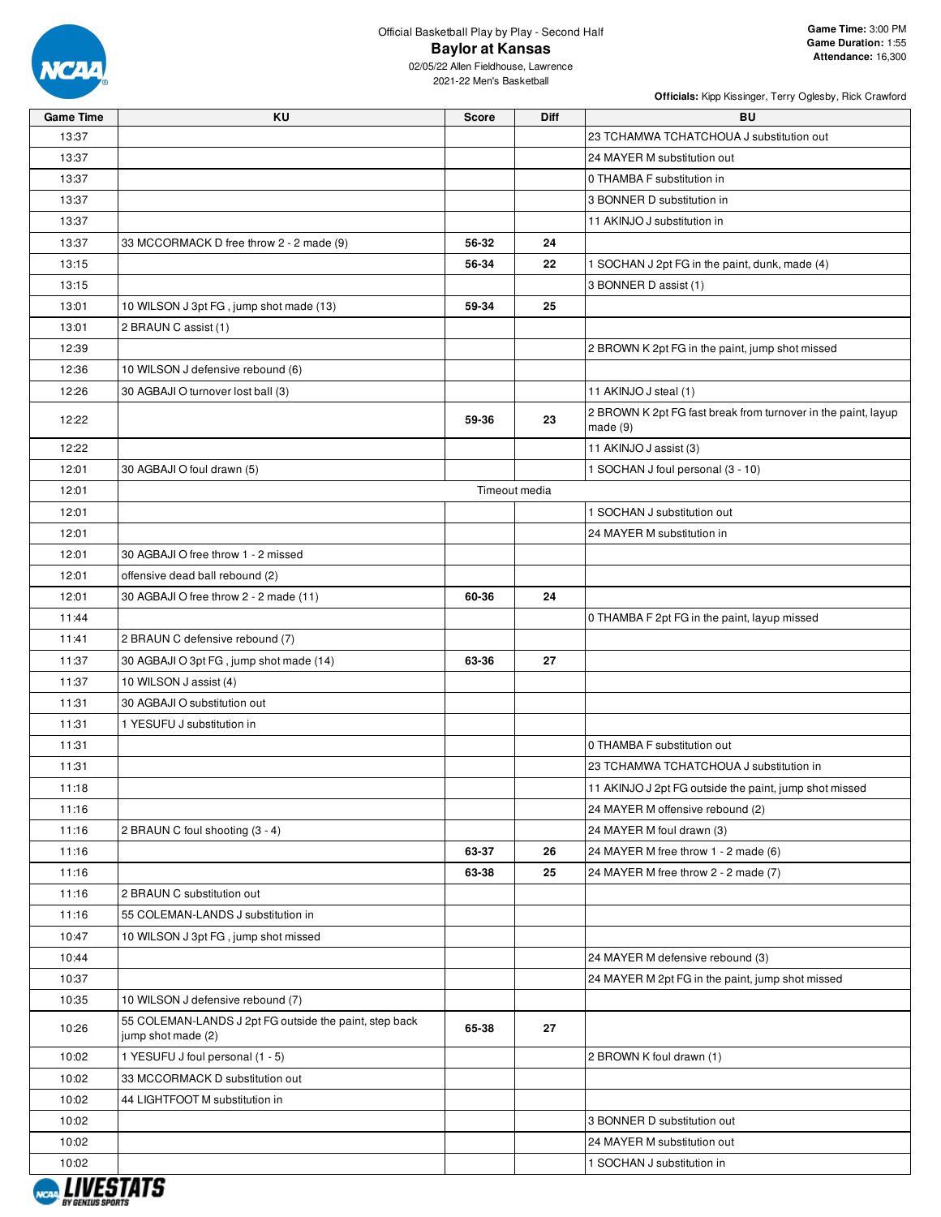Official Basketball Play by Play - Second Half

# Baylor at Kansas

02/05/22 Allen Fieldhouse, Lawrence

2021-22 Men's Basketball

**Game Time:** 3:00 PM
**Game Duration:** 1:55
**Attendance:** 16,300

**Officials:** Kipp Kissinger, Terry Oglesby, Rick Crawford

| Game Time | KU | Score | Diff | BU |
|---|---|---|---|---|
| 13:37 | | | | 23 TCHAMWA TCHATCHOUA J substitution out |
| 13:37 | | | | 24 MAYER M substitution out |
| 13:37 | | | | 0 THAMBA F substitution in |
| 13:37 | | | | 3 BONNER D substitution in |
| 13:37 | | | | 11 AKINJO J substitution in |
| 13:37 | 33 MCCORMACK D free throw 2 - 2 made (9) | 56-32 | 24 | |
| 13:15 | | 56-34 | 22 | 1 SOCHAN J 2pt FG in the paint, dunk, made (4) |
| 13:15 | | | | 3 BONNER D assist (1) |
| 13:01 | 10 WILSON J 3pt FG , jump shot made (13) | 59-34 | 25 | |
| 13:01 | 2 BRAUN C assist (1) | | | |
| 12:39 | | | | 2 BROWN K 2pt FG in the paint, jump shot missed |
| 12:36 | 10 WILSON J defensive rebound (6) | | | |
| 12:26 | 30 AGBAJI O turnover lost ball (3) | | | 11 AKINJO J steal (1) |
| 12:22 | | 59-36 | 23 | 2 BROWN K 2pt FG fast break from turnover in the paint, layup made (9) |
| 12:22 | | | | 11 AKINJO J assist (3) |
| 12:01 | 30 AGBAJI O foul drawn (5) | | | 1 SOCHAN J foul personal (3 - 10) |
| 12:01 | Timeout media | | | |
| 12:01 | | | | 1 SOCHAN J substitution out |
| 12:01 | | | | 24 MAYER M substitution in |
| 12:01 | 30 AGBAJI O free throw 1 - 2 missed | | | |
| 12:01 | offensive dead ball rebound (2) | | | |
| 12:01 | 30 AGBAJI O free throw 2 - 2 made (11) | 60-36 | 24 | |
| 11:44 | | | | 0 THAMBA F 2pt FG in the paint, layup missed |
| 11:41 | 2 BRAUN C defensive rebound (7) | | | |
| 11:37 | 30 AGBAJI O 3pt FG , jump shot made (14) | 63-36 | 27 | |
| 11:37 | 10 WILSON J assist (4) | | | |
| 11:31 | 30 AGBAJI O substitution out | | | |
| 11:31 | 1 YESUFU J substitution in | | | |
| 11:31 | | | | 0 THAMBA F substitution out |
| 11:31 | | | | 23 TCHAMWA TCHATCHOUA J substitution in |
| 11:18 | | | | 11 AKINJO J 2pt FG outside the paint, jump shot missed |
| 11:16 | | | | 24 MAYER M offensive rebound (2) |
| 11:16 | 2 BRAUN C foul shooting (3 - 4) | | | 24 MAYER M foul drawn (3) |
| 11:16 | | 63-37 | 26 | 24 MAYER M free throw 1 - 2 made (6) |
| 11:16 | | 63-38 | 25 | 24 MAYER M free throw 2 - 2 made (7) |
| 11:16 | 2 BRAUN C substitution out | | | |
| 11:16 | 55 COLEMAN-LANDS J substitution in | | | |
| 10:47 | 10 WILSON J 3pt FG , jump shot missed | | | |
| 10:44 | | | | 24 MAYER M defensive rebound (3) |
| 10:37 | | | | 24 MAYER M 2pt FG in the paint, jump shot missed |
| 10:35 | 10 WILSON J defensive rebound (7) | | | |
| 10:26 | 55 COLEMAN-LANDS J 2pt FG outside the paint, step back jump shot made (2) | 65-38 | 27 | |
| 10:02 | 1 YESUFU J foul personal (1 - 5) | | | 2 BROWN K foul drawn (1) |
| 10:02 | 33 MCCORMACK D substitution out | | | |
| 10:02 | 44 LIGHTFOOT M substitution in | | | |
| 10:02 | | | | 3 BONNER D substitution out |
| 10:02 | | | | 24 MAYER M substitution out |
| 10:02 | | | | 1 SOCHAN J substitution in |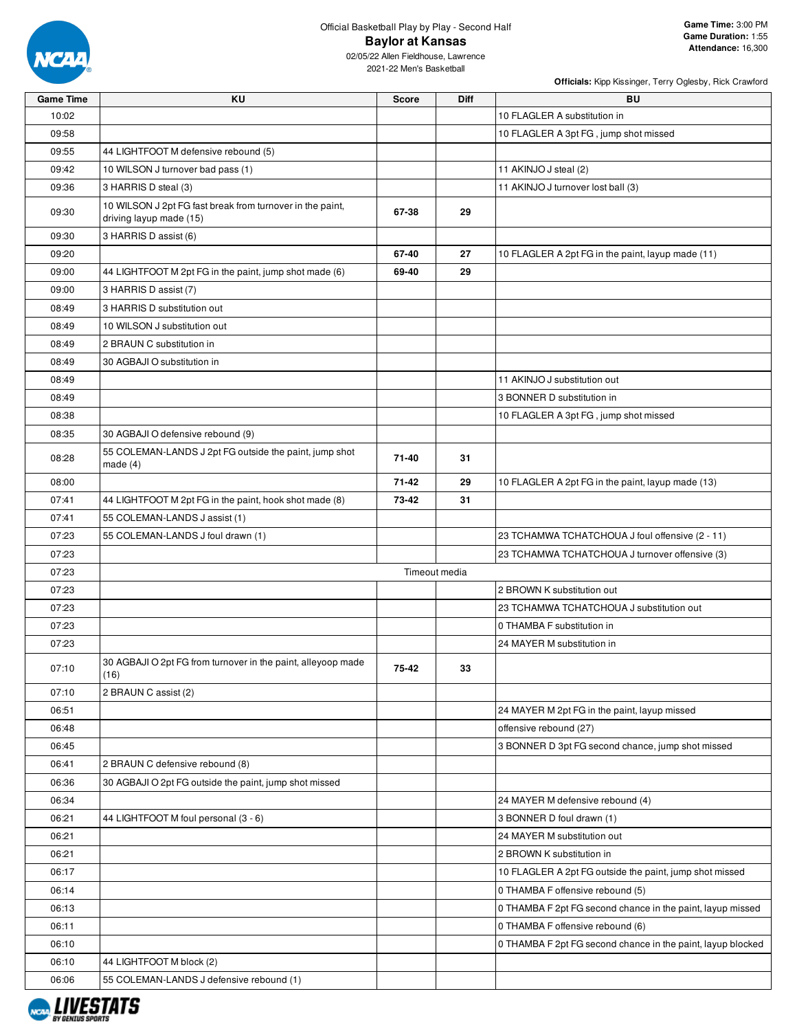Official Basketball Play by Play - Second Half

# Baylor at Kansas

02/05/22 Allen Fieldhouse, Lawrence
2021-22 Men's Basketball

**Game Time:** 3:00 PM
**Game Duration:** 1:55
**Attendance:** 16,300

**Officials:** Kipp Kissinger, Terry Oglesby, Rick Crawford

| Game Time | KU | Score | Diff | BU |
|---|---|---|---|---|
| 10:02 | | | | 10 FLAGLER A substitution in |
| 09:58 | | | | 10 FLAGLER A 3pt FG , jump shot missed |
| 09:55 | 44 LIGHTFOOT M defensive rebound (5) | | | |
| 09:42 | 10 WILSON J turnover bad pass (1) | | | 11 AKINJO J steal (2) |
| 09:36 | 3 HARRIS D steal (3) | | | 11 AKINJO J turnover lost ball (3) |
| 09:30 | 10 WILSON J 2pt FG fast break from turnover in the paint, driving layup made (15) | 67-38 | 29 | |
| 09:30 | 3 HARRIS D assist (6) | | | |
| 09:20 | | 67-40 | 27 | 10 FLAGLER A 2pt FG in the paint, layup made (11) |
| 09:00 | 44 LIGHTFOOT M 2pt FG in the paint, jump shot made (6) | 69-40 | 29 | |
| 09:00 | 3 HARRIS D assist (7) | | | |
| 08:49 | 3 HARRIS D substitution out | | | |
| 08:49 | 10 WILSON J substitution out | | | |
| 08:49 | 2 BRAUN C substitution in | | | |
| 08:49 | 30 AGBAJI O substitution in | | | |
| 08:49 | | | | 11 AKINJO J substitution out |
| 08:49 | | | | 3 BONNER D substitution in |
| 08:38 | | | | 10 FLAGLER A 3pt FG , jump shot missed |
| 08:35 | 30 AGBAJI O defensive rebound (9) | | | |
| 08:28 | 55 COLEMAN-LANDS J 2pt FG outside the paint, jump shot made (4) | 71-40 | 31 | |
| 08:00 | | 71-42 | 29 | 10 FLAGLER A 2pt FG in the paint, layup made (13) |
| 07:41 | 44 LIGHTFOOT M 2pt FG in the paint, hook shot made (8) | 73-42 | 31 | |
| 07:41 | 55 COLEMAN-LANDS J assist (1) | | | |
| 07:23 | 55 COLEMAN-LANDS J foul drawn (1) | | | 23 TCHAMWA TCHATCHOUA J foul offensive (2 - 11) |
| 07:23 | | | | 23 TCHAMWA TCHATCHOUA J turnover offensive (3) |
| 07:23 | Timeout media | | | |
| 07:23 | | | | 2 BROWN K substitution out |
| 07:23 | | | | 23 TCHAMWA TCHATCHOUA J substitution out |
| 07:23 | | | | 0 THAMBA F substitution in |
| 07:23 | | | | 24 MAYER M substitution in |
| 07:10 | 30 AGBAJI O 2pt FG from turnover in the paint, alleyoop made (16) | 75-42 | 33 | |
| 07:10 | 2 BRAUN C assist (2) | | | |
| 06:51 | | | | 24 MAYER M 2pt FG in the paint, layup missed |
| 06:48 | | | | offensive rebound (27) |
| 06:45 | | | | 3 BONNER D 3pt FG second chance, jump shot missed |
| 06:41 | 2 BRAUN C defensive rebound (8) | | | |
| 06:36 | 30 AGBAJI O 2pt FG outside the paint, jump shot missed | | | |
| 06:34 | | | | 24 MAYER M defensive rebound (4) |
| 06:21 | 44 LIGHTFOOT M foul personal (3 - 6) | | | 3 BONNER D foul drawn (1) |
| 06:21 | | | | 24 MAYER M substitution out |
| 06:21 | | | | 2 BROWN K substitution in |
| 06:17 | | | | 10 FLAGLER A 2pt FG outside the paint, jump shot missed |
| 06:14 | | | | 0 THAMBA F offensive rebound (5) |
| 06:13 | | | | 0 THAMBA F 2pt FG second chance in the paint, layup missed |
| 06:11 | | | | 0 THAMBA F offensive rebound (6) |
| 06:10 | | | | 0 THAMBA F 2pt FG second chance in the paint, layup blocked |
| 06:10 | 44 LIGHTFOOT M block (2) | | | |
| 06:06 | 55 COLEMAN-LANDS J defensive rebound (1) | | | |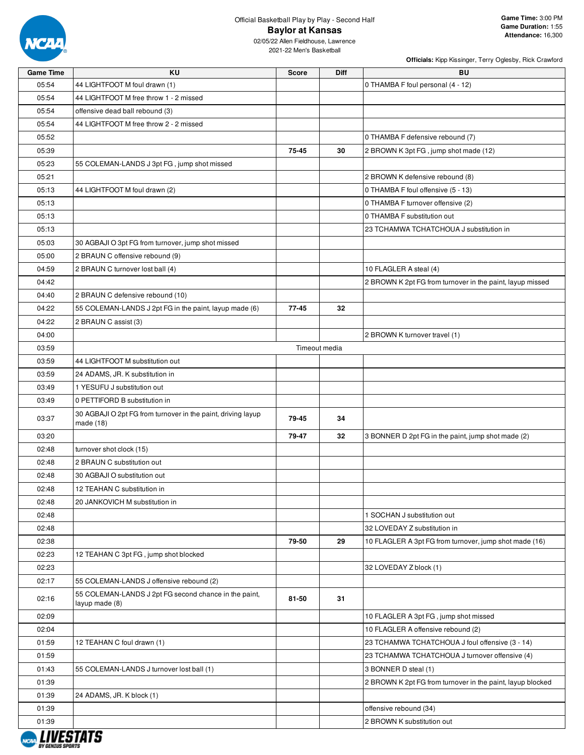Official Basketball Play by Play - Second Half

# Baylor at Kansas

02/05/22 Allen Fieldhouse, Lawrence
2021-22 Men's Basketball

**Game Time:** 3:00 PM
**Game Duration:** 1:55
**Attendance:** 16,300

**Officials:** Kipp Kissinger, Terry Oglesby, Rick Crawford

| Game Time | KU | Score | Diff | BU |
|---|---|---|---|---|
| 05:54 | 44 LIGHTFOOT M foul drawn (1) | | | 0 THAMBA F foul personal (4 - 12) |
| 05:54 | 44 LIGHTFOOT M free throw 1 - 2 missed | | | |
| 05:54 | offensive dead ball rebound (3) | | | |
| 05:54 | 44 LIGHTFOOT M free throw 2 - 2 missed | | | |
| 05:52 | | | | 0 THAMBA F defensive rebound (7) |
| 05:39 | | 75-45 | 30 | 2 BROWN K 3pt FG , jump shot made (12) |
| 05:23 | 55 COLEMAN-LANDS J 3pt FG , jump shot missed | | | |
| 05:21 | | | | 2 BROWN K defensive rebound (8) |
| 05:13 | 44 LIGHTFOOT M foul drawn (2) | | | 0 THAMBA F foul offensive (5 - 13) |
| 05:13 | | | | 0 THAMBA F turnover offensive (2) |
| 05:13 | | | | 0 THAMBA F substitution out |
| 05:13 | | | | 23 TCHAMWA TCHATCHOUA J substitution in |
| 05:03 | 30 AGBAJI O 3pt FG from turnover, jump shot missed | | | |
| 05:00 | 2 BRAUN C offensive rebound (9) | | | |
| 04:59 | 2 BRAUN C turnover lost ball (4) | | | 10 FLAGLER A steal (4) |
| 04:42 | | | | 2 BROWN K 2pt FG from turnover in the paint, layup missed |
| 04:40 | 2 BRAUN C defensive rebound (10) | | | |
| 04:22 | 55 COLEMAN-LANDS J 2pt FG in the paint, layup made (6) | 77-45 | 32 | |
| 04:22 | 2 BRAUN C assist (3) | | | |
| 04:00 | | | | 2 BROWN K turnover travel (1) |
| 03:59 | Timeout media | | | |
| 03:59 | 44 LIGHTFOOT M substitution out | | | |
| 03:59 | 24 ADAMS, JR. K substitution in | | | |
| 03:49 | 1 YESUFU J substitution out | | | |
| 03:49 | 0 PETTIFORD B substitution in | | | |
| 03:37 | 30 AGBAJI O 2pt FG from turnover in the paint, driving layup made (18) | 79-45 | 34 | |
| 03:20 | | 79-47 | 32 | 3 BONNER D 2pt FG in the paint, jump shot made (2) |
| 02:48 | turnover shot clock (15) | | | |
| 02:48 | 2 BRAUN C substitution out | | | |
| 02:48 | 30 AGBAJI O substitution out | | | |
| 02:48 | 12 TEAHAN C substitution in | | | |
| 02:48 | 20 JANKOVICH M substitution in | | | |
| 02:48 | | | | 1 SOCHAN J substitution out |
| 02:48 | | | | 32 LOVEDAY Z substitution in |
| 02:38 | | 79-50 | 29 | 10 FLAGLER A 3pt FG from turnover, jump shot made (16) |
| 02:23 | 12 TEAHAN C 3pt FG , jump shot blocked | | | |
| 02:23 | | | | 32 LOVEDAY Z block (1) |
| 02:17 | 55 COLEMAN-LANDS J offensive rebound (2) | | | |
| 02:16 | 55 COLEMAN-LANDS J 2pt FG second chance in the paint, layup made (8) | 81-50 | 31 | |
| 02:09 | | | | 10 FLAGLER A 3pt FG , jump shot missed |
| 02:04 | | | | 10 FLAGLER A offensive rebound (2) |
| 01:59 | 12 TEAHAN C foul drawn (1) | | | 23 TCHAMWA TCHATCHOUA J foul offensive (3 - 14) |
| 01:59 | | | | 23 TCHAMWA TCHATCHOUA J turnover offensive (4) |
| 01:43 | 55 COLEMAN-LANDS J turnover lost ball (1) | | | 3 BONNER D steal (1) |
| 01:39 | | | | 2 BROWN K 2pt FG from turnover in the paint, layup blocked |
| 01:39 | 24 ADAMS, JR. K block (1) | | | |
| 01:39 | | | | offensive rebound (34) |
| 01:39 | | | | 2 BROWN K substitution out |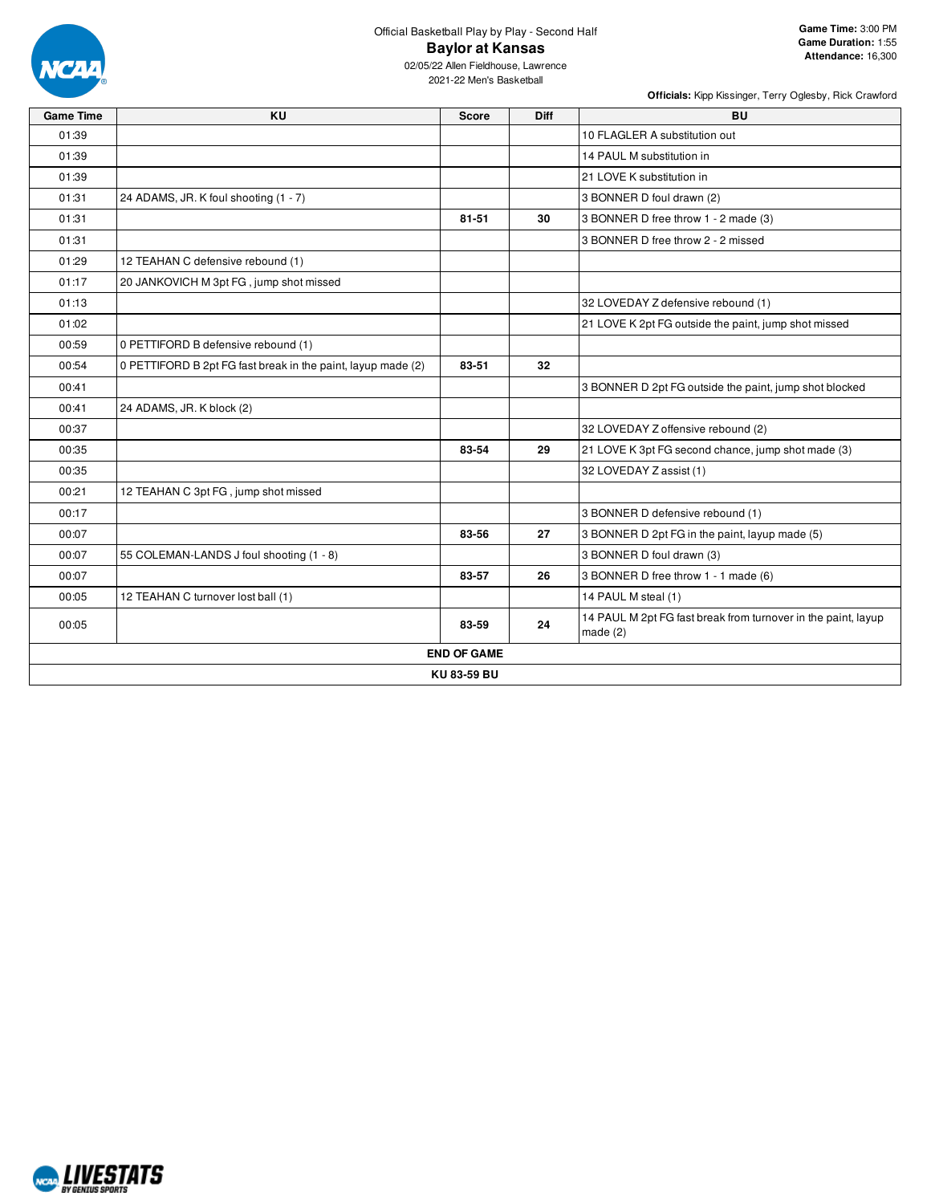Official Basketball Play by Play - Second Half

# Baylor at Kansas

02/05/22 Allen Fieldhouse, Lawrence
2021-22 Men's Basketball

**Game Time:** 3:00 PM
**Game Duration:** 1:55
**Attendance:** 16,300

**Officials:** Kipp Kissinger, Terry Oglesby, Rick Crawford

| Game Time | KU | Score | Diff | BU |
|---|---|---|---|---|
| 01:39 | | | | 10 FLAGLER A substitution out |
| 01:39 | | | | 14 PAUL M substitution in |
| 01:39 | | | | 21 LOVE K substitution in |
| 01:31 | 24 ADAMS, JR. K foul shooting (1 - 7) | | | 3 BONNER D foul drawn (2) |
| 01:31 | | **81-51** | **30** | 3 BONNER D free throw 1 - 2 made (3) |
| 01:31 | | | | 3 BONNER D free throw 2 - 2 missed |
| 01:29 | 12 TEAHAN C defensive rebound (1) | | | |
| 01:17 | 20 JANKOVICH M 3pt FG , jump shot missed | | | |
| 01:13 | | | | 32 LOVEDAY Z defensive rebound (1) |
| 01:02 | | | | 21 LOVE K 2pt FG outside the paint, jump shot missed |
| 00:59 | 0 PETTIFORD B defensive rebound (1) | | | |
| 00:54 | 0 PETTIFORD B 2pt FG fast break in the paint, layup made (2) | **83-51** | **32** | |
| 00:41 | | | | 3 BONNER D 2pt FG outside the paint, jump shot blocked |
| 00:41 | 24 ADAMS, JR. K block (2) | | | |
| 00:37 | | | | 32 LOVEDAY Z offensive rebound (2) |
| 00:35 | | **83-54** | **29** | 21 LOVE K 3pt FG second chance, jump shot made (3) |
| 00:35 | | | | 32 LOVEDAY Z assist (1) |
| 00:21 | 12 TEAHAN C 3pt FG , jump shot missed | | | |
| 00:17 | | | | 3 BONNER D defensive rebound (1) |
| 00:07 | | **83-56** | **27** | 3 BONNER D 2pt FG in the paint, layup made (5) |
| 00:07 | 55 COLEMAN-LANDS J foul shooting (1 - 8) | | | 3 BONNER D foul drawn (3) |
| 00:07 | | **83-57** | **26** | 3 BONNER D free throw 1 - 1 made (6) |
| 00:05 | 12 TEAHAN C turnover lost ball (1) | | | 14 PAUL M steal (1) |
| 00:05 | | **83-59** | **24** | 14 PAUL M 2pt FG fast break from turnover in the paint, layup made (2) |
| **END OF GAME** | | | | |
| **KU 83-59 BU** | | | | |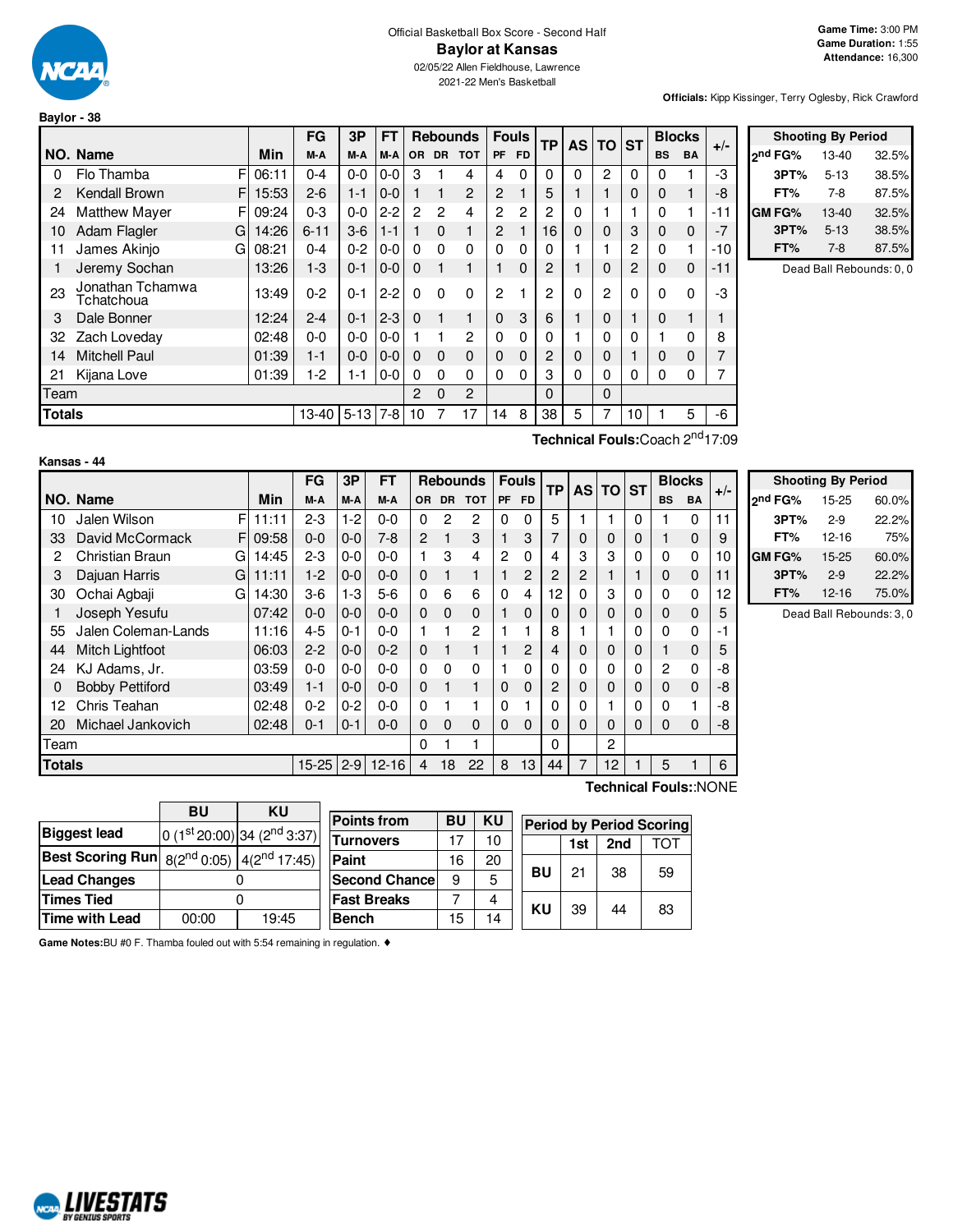Official Basketball Box Score - Second Half

# Baylor at Kansas

02/05/22 Allen Fieldhouse, Lawrence
2021-22 Men's Basketball

**Game Time:** 3:00 PM
**Game Duration:** 1:55
**Attendance:** 16,300

**Officials:** Kipp Kissinger, Terry Oglesby, Rick Crawford

## Baylor - 38

| NO. | Name | | Min | FG M-A | 3P M-A | FT M-A | OR | DR | TOT | PF | FD | TP | AS | TO | ST | BS | BA | +/- |
|---|---|---|---|---|---|---|---|---|---|---|---|---|---|---|---|---|---|---|
| 0 | Flo Thamba | F | 06:11 | 0-4 | 0-0 | 0-0 | 3 | 1 | 4 | 4 | 0 | 0 | 0 | 2 | 0 | 0 | 1 | -3 |
| 2 | Kendall Brown | F | 15:53 | 2-6 | 1-1 | 0-0 | 1 | 1 | 2 | 2 | 1 | 5 | 1 | 1 | 0 | 0 | 1 | -8 |
| 24 | Matthew Mayer | F | 09:24 | 0-3 | 0-0 | 2-2 | 2 | 2 | 4 | 2 | 2 | 2 | 0 | 1 | 1 | 0 | 1 | -11 |
| 10 | Adam Flagler | G | 14:26 | 6-11 | 3-6 | 1-1 | 1 | 0 | 1 | 2 | 1 | 16 | 0 | 0 | 3 | 0 | 0 | -7 |
| 11 | James Akinjo | G | 08:21 | 0-4 | 0-2 | 0-0 | 0 | 0 | 0 | 0 | 0 | 0 | 1 | 1 | 2 | 0 | 1 | -10 |
| 1 | Jeremy Sochan | | 13:26 | 1-3 | 0-1 | 0-0 | 0 | 1 | 1 | 1 | 0 | 2 | 1 | 0 | 2 | 0 | 0 | -11 |
| 23 | Jonathan Tchamwa Tchatchoua | | 13:49 | 0-2 | 0-1 | 2-2 | 0 | 0 | 0 | 2 | 1 | 2 | 0 | 2 | 0 | 0 | 0 | -3 |
| 3 | Dale Bonner | | 12:24 | 2-4 | 0-1 | 2-3 | 0 | 1 | 1 | 0 | 3 | 6 | 1 | 0 | 1 | 0 | 1 | 1 |
| 32 | Zach Loveday | | 02:48 | 0-0 | 0-0 | 0-0 | 1 | 1 | 2 | 0 | 0 | 0 | 1 | 0 | 0 | 1 | 0 | 8 |
| 14 | Mitchell Paul | | 01:39 | 1-1 | 0-0 | 0-0 | 0 | 0 | 0 | 0 | 0 | 2 | 0 | 0 | 1 | 0 | 0 | 7 |
| 21 | Kijana Love | | 01:39 | 1-2 | 1-1 | 0-0 | 0 | 0 | 0 | 0 | 0 | 3 | 0 | 0 | 0 | 0 | 0 | 7 |
| | Team | | | | | | 2 | 0 | 2 | | | 0 | | 0 | | | | |
| | **Totals** | | | 13-40 | 5-13 | 7-8 | 10 | 7 | 17 | 14 | 8 | 38 | 5 | 7 | 10 | 1 | 5 | -6 |

**Technical Fouls:** Coach 2nd 17:09

| Shooting By Period | | |
|---|---|---|
| 2nd FG% | 13-40 | 32.5% |
| 3PT% | 5-13 | 38.5% |
| FT% | 7-8 | 87.5% |
| GM FG% | 13-40 | 32.5% |
| 3PT% | 5-13 | 38.5% |
| FT% | 7-8 | 87.5% |

Dead Ball Rebounds: 0, 0

## Kansas - 44

| NO. | Name | | Min | FG M-A | 3P M-A | FT M-A | OR | DR | TOT | PF | FD | TP | AS | TO | ST | BS | BA | +/- |
|---|---|---|---|---|---|---|---|---|---|---|---|---|---|---|---|---|---|---|
| 10 | Jalen Wilson | F | 11:11 | 2-3 | 1-2 | 0-0 | 0 | 2 | 2 | 0 | 0 | 5 | 1 | 1 | 0 | 1 | 0 | 11 |
| 33 | David McCormack | F | 09:58 | 0-0 | 0-0 | 7-8 | 2 | 1 | 3 | 1 | 3 | 7 | 0 | 0 | 0 | 1 | 0 | 9 |
| 2 | Christian Braun | G | 14:45 | 2-3 | 0-0 | 0-0 | 1 | 3 | 4 | 2 | 0 | 4 | 3 | 3 | 0 | 0 | 0 | 10 |
| 3 | Dajuan Harris | G | 11:11 | 1-2 | 0-0 | 0-0 | 0 | 1 | 1 | 1 | 2 | 2 | 2 | 1 | 1 | 0 | 0 | 11 |
| 30 | Ochai Agbaji | G | 14:30 | 3-6 | 1-3 | 5-6 | 0 | 6 | 6 | 0 | 4 | 12 | 0 | 3 | 0 | 0 | 0 | 12 |
| 1 | Joseph Yesufu | | 07:42 | 0-0 | 0-0 | 0-0 | 0 | 0 | 0 | 1 | 0 | 0 | 0 | 0 | 0 | 0 | 0 | 5 |
| 55 | Jalen Coleman-Lands | | 11:16 | 4-5 | 0-1 | 0-0 | 1 | 1 | 2 | 1 | 1 | 8 | 1 | 1 | 0 | 0 | 0 | -1 |
| 44 | Mitch Lightfoot | | 06:03 | 2-2 | 0-0 | 0-2 | 0 | 1 | 1 | 1 | 2 | 4 | 0 | 0 | 0 | 1 | 0 | 5 |
| 24 | KJ Adams, Jr. | | 03:59 | 0-0 | 0-0 | 0-0 | 0 | 0 | 0 | 1 | 0 | 0 | 0 | 0 | 0 | 2 | 0 | -8 |
| 0 | Bobby Pettiford | | 03:49 | 1-1 | 0-0 | 0-0 | 0 | 1 | 1 | 0 | 0 | 2 | 0 | 0 | 0 | 0 | 0 | -8 |
| 12 | Chris Teahan | | 02:48 | 0-2 | 0-2 | 0-0 | 0 | 1 | 1 | 0 | 1 | 0 | 0 | 1 | 0 | 0 | 1 | -8 |
| 20 | Michael Jankovich | | 02:48 | 0-1 | 0-1 | 0-0 | 0 | 0 | 0 | 0 | 0 | 0 | 0 | 0 | 0 | 0 | 0 | -8 |
| | Team | | | | | | 0 | 1 | 1 | | | 0 | | 2 | | | | |
| | **Totals** | | | 15-25 | 2-9 | 12-16 | 4 | 18 | 22 | 8 | 13 | 44 | 7 | 12 | 1 | 5 | 1 | 6 |

**Technical Fouls:** NONE

| Shooting By Period | | |
|---|---|---|
| 2nd FG% | 15-25 | 60.0% |
| 3PT% | 2-9 | 22.2% |
| FT% | 12-16 | 75% |
| GM FG% | 15-25 | 60.0% |
| 3PT% | 2-9 | 22.2% |
| FT% | 12-16 | 75.0% |

Dead Ball Rebounds: 3, 0

| | BU | KU |
|---|---|---|
| **Biggest lead** | 0 (1st 20:00) | 34 (2nd 3:37) |
| **Best Scoring Run** | 8(2nd 0:05) | 4(2nd 17:45) |
| **Lead Changes** | 0 | |
| **Times Tied** | 0 | |
| **Time with Lead** | 00:00 | 19:45 |

| Points from | BU | KU |
|---|---|---|
| Turnovers | 17 | 10 |
| Paint | 16 | 20 |
| Second Chance | 9 | 5 |
| Fast Breaks | 7 | 4 |
| Bench | 15 | 14 |

| Period by Period Scoring | 1st | 2nd | TOT |
|---|---|---|---|
| BU | 21 | 38 | 59 |
| KU | 39 | 44 | 83 |

**Game Notes:** BU #0 F. Thamba fouled out with 5:54 remaining in regulation. ♦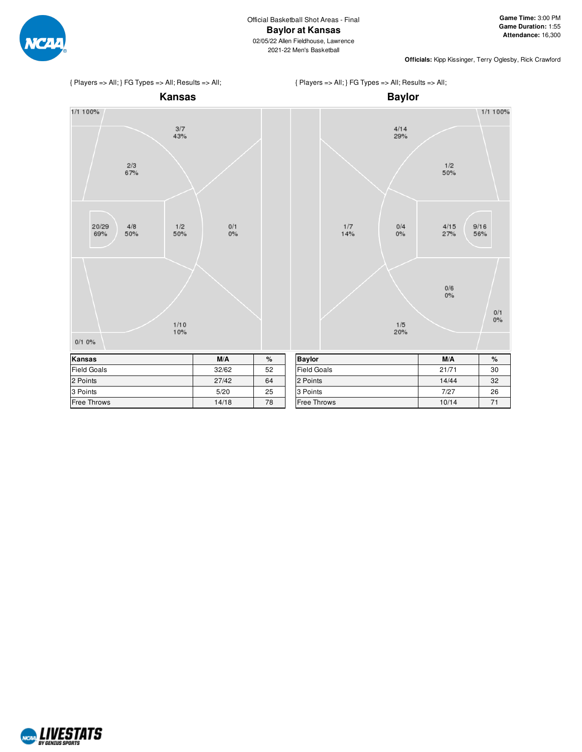Official Basketball Shot Areas - Final

# Baylor at Kansas

02/05/22 Allen Fieldhouse, Lawrence
2021-22 Men's Basketball

**Game Time:** 3:00 PM
**Game Duration:** 1:55
**Attendance:** 16,300

**Officials:** Kipp Kissinger, Terry Oglesby, Rick Crawford

{ Players => All; } FG Types => All; Results => All;

## Kansas

1/1 100%
3/7 43%
2/3 67%
20/29 69%
4/8 50%
1/2 50%
0/1 0%
1/10 10%
0/1 0%

| Kansas | M/A | % |
|---|---|---|
| Field Goals | 32/62 | 52 |
| 2 Points | 27/42 | 64 |
| 3 Points | 5/20 | 25 |
| Free Throws | 14/18 | 78 |

{ Players => All; } FG Types => All; Results => All;

## Baylor

1/1 100%
4/14 29%
1/2 50%
1/7 14%
0/4 0%
4/15 27%
9/16 56%
0/6 0%
0/1 0%
1/5 20%

| Baylor | M/A | % |
|---|---|---|
| Field Goals | 21/71 | 30 |
| 2 Points | 14/44 | 32 |
| 3 Points | 7/27 | 26 |
| Free Throws | 10/14 | 71 |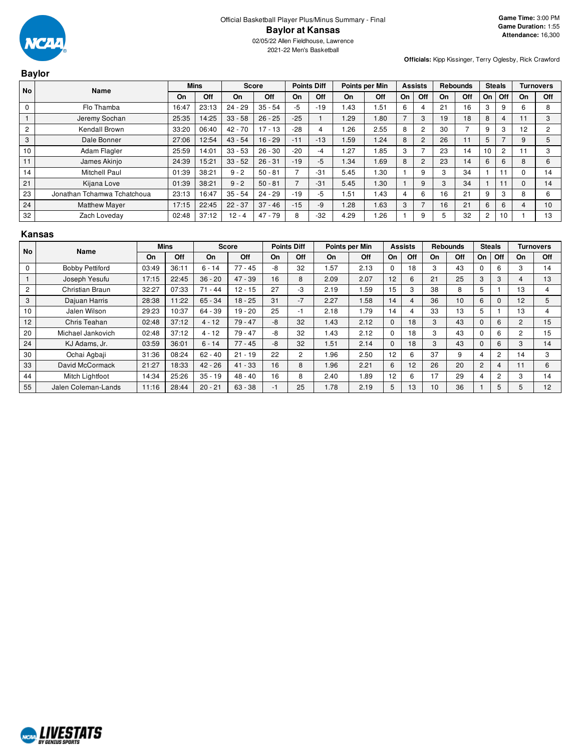Official Basketball Player Plus/Minus Summary - Final

# Baylor at Kansas

02/05/22 Allen Fieldhouse, Lawrence

2021-22 Men's Basketball

**Game Time:** 3:00 PM
**Game Duration:** 1:55
**Attendance:** 16,300

**Officials:** Kipp Kissinger, Terry Oglesby, Rick Crawford

## Baylor

| No | Name | Mins | | Score | | Points Diff | | Points per Min | | Assists | | Rebounds | | Steals | | Turnovers | |
|---|---|---|---|---|---|---|---|---|---|---|---|---|---|---|---|---|---|
| | | On | Off | On | Off | On | Off | On | Off | On | Off | On | Off | On | Off | On | Off |
| 0 | Flo Thamba | 16:47 | 23:13 | 24 - 29 | 35 - 54 | -5 | -19 | 1.43 | 1.51 | 6 | 4 | 21 | 16 | 3 | 9 | 6 | 8 |
| 1 | Jeremy Sochan | 25:35 | 14:25 | 33 - 58 | 26 - 25 | -25 | 1 | 1.29 | 1.80 | 7 | 3 | 19 | 18 | 8 | 4 | 11 | 3 |
| 2 | Kendall Brown | 33:20 | 06:40 | 42 - 70 | 17 - 13 | -28 | 4 | 1.26 | 2.55 | 8 | 2 | 30 | 7 | 9 | 3 | 12 | 2 |
| 3 | Dale Bonner | 27:06 | 12:54 | 43 - 54 | 16 - 29 | -11 | -13 | 1.59 | 1.24 | 8 | 2 | 26 | 11 | 5 | 7 | 9 | 5 |
| 10 | Adam Flagler | 25:59 | 14:01 | 33 - 53 | 26 - 30 | -20 | -4 | 1.27 | 1.85 | 3 | 7 | 23 | 14 | 10 | 2 | 11 | 3 |
| 11 | James Akinjo | 24:39 | 15:21 | 33 - 52 | 26 - 31 | -19 | -5 | 1.34 | 1.69 | 8 | 2 | 23 | 14 | 6 | 6 | 8 | 6 |
| 14 | Mitchell Paul | 01:39 | 38:21 | 9 - 2 | 50 - 81 | 7 | -31 | 5.45 | 1.30 | 1 | 9 | 3 | 34 | 1 | 11 | 0 | 14 |
| 21 | Kijana Love | 01:39 | 38:21 | 9 - 2 | 50 - 81 | 7 | -31 | 5.45 | 1.30 | 1 | 9 | 3 | 34 | 1 | 11 | 0 | 14 |
| 23 | Jonathan Tchamwa Tchatchoua | 23:13 | 16:47 | 35 - 54 | 24 - 29 | -19 | -5 | 1.51 | 1.43 | 4 | 6 | 16 | 21 | 9 | 3 | 8 | 6 |
| 24 | Matthew Mayer | 17:15 | 22:45 | 22 - 37 | 37 - 46 | -15 | -9 | 1.28 | 1.63 | 3 | 7 | 16 | 21 | 6 | 6 | 4 | 10 |
| 32 | Zach Loveday | 02:48 | 37:12 | 12 - 4 | 47 - 79 | 8 | -32 | 4.29 | 1.26 | 1 | 9 | 5 | 32 | 2 | 10 | 1 | 13 |

## Kansas

| No | Name | Mins | | Score | | Points Diff | | Points per Min | | Assists | | Rebounds | | Steals | | Turnovers | |
|---|---|---|---|---|---|---|---|---|---|---|---|---|---|---|---|---|---|
| | | On | Off | On | Off | On | Off | On | Off | On | Off | On | Off | On | Off | On | Off |
| 0 | Bobby Pettiford | 03:49 | 36:11 | 6 - 14 | 77 - 45 | -8 | 32 | 1.57 | 2.13 | 0 | 18 | 3 | 43 | 0 | 6 | 3 | 14 |
| 1 | Joseph Yesufu | 17:15 | 22:45 | 36 - 20 | 47 - 39 | 16 | 8 | 2.09 | 2.07 | 12 | 6 | 21 | 25 | 3 | 3 | 4 | 13 |
| 2 | Christian Braun | 32:27 | 07:33 | 71 - 44 | 12 - 15 | 27 | -3 | 2.19 | 1.59 | 15 | 3 | 38 | 8 | 5 | 1 | 13 | 4 |
| 3 | Dajuan Harris | 28:38 | 11:22 | 65 - 34 | 18 - 25 | 31 | -7 | 2.27 | 1.58 | 14 | 4 | 36 | 10 | 6 | 0 | 12 | 5 |
| 10 | Jalen Wilson | 29:23 | 10:37 | 64 - 39 | 19 - 20 | 25 | -1 | 2.18 | 1.79 | 14 | 4 | 33 | 13 | 5 | 1 | 13 | 4 |
| 12 | Chris Teahan | 02:48 | 37:12 | 4 - 12 | 79 - 47 | -8 | 32 | 1.43 | 2.12 | 0 | 18 | 3 | 43 | 0 | 6 | 2 | 15 |
| 20 | Michael Jankovich | 02:48 | 37:12 | 4 - 12 | 79 - 47 | -8 | 32 | 1.43 | 2.12 | 0 | 18 | 3 | 43 | 0 | 6 | 2 | 15 |
| 24 | KJ Adams, Jr. | 03:59 | 36:01 | 6 - 14 | 77 - 45 | -8 | 32 | 1.51 | 2.14 | 0 | 18 | 3 | 43 | 0 | 6 | 3 | 14 |
| 30 | Ochai Agbaji | 31:36 | 08:24 | 62 - 40 | 21 - 19 | 22 | 2 | 1.96 | 2.50 | 12 | 6 | 37 | 9 | 4 | 2 | 14 | 3 |
| 33 | David McCormack | 21:27 | 18:33 | 42 - 26 | 41 - 33 | 16 | 8 | 1.96 | 2.21 | 6 | 12 | 26 | 20 | 2 | 4 | 11 | 6 |
| 44 | Mitch Lightfoot | 14:34 | 25:26 | 35 - 19 | 48 - 40 | 16 | 8 | 2.40 | 1.89 | 12 | 6 | 17 | 29 | 4 | 2 | 3 | 14 |
| 55 | Jalen Coleman-Lands | 11:16 | 28:44 | 20 - 21 | 63 - 38 | -1 | 25 | 1.78 | 2.19 | 5 | 13 | 10 | 36 | 1 | 5 | 5 | 12 |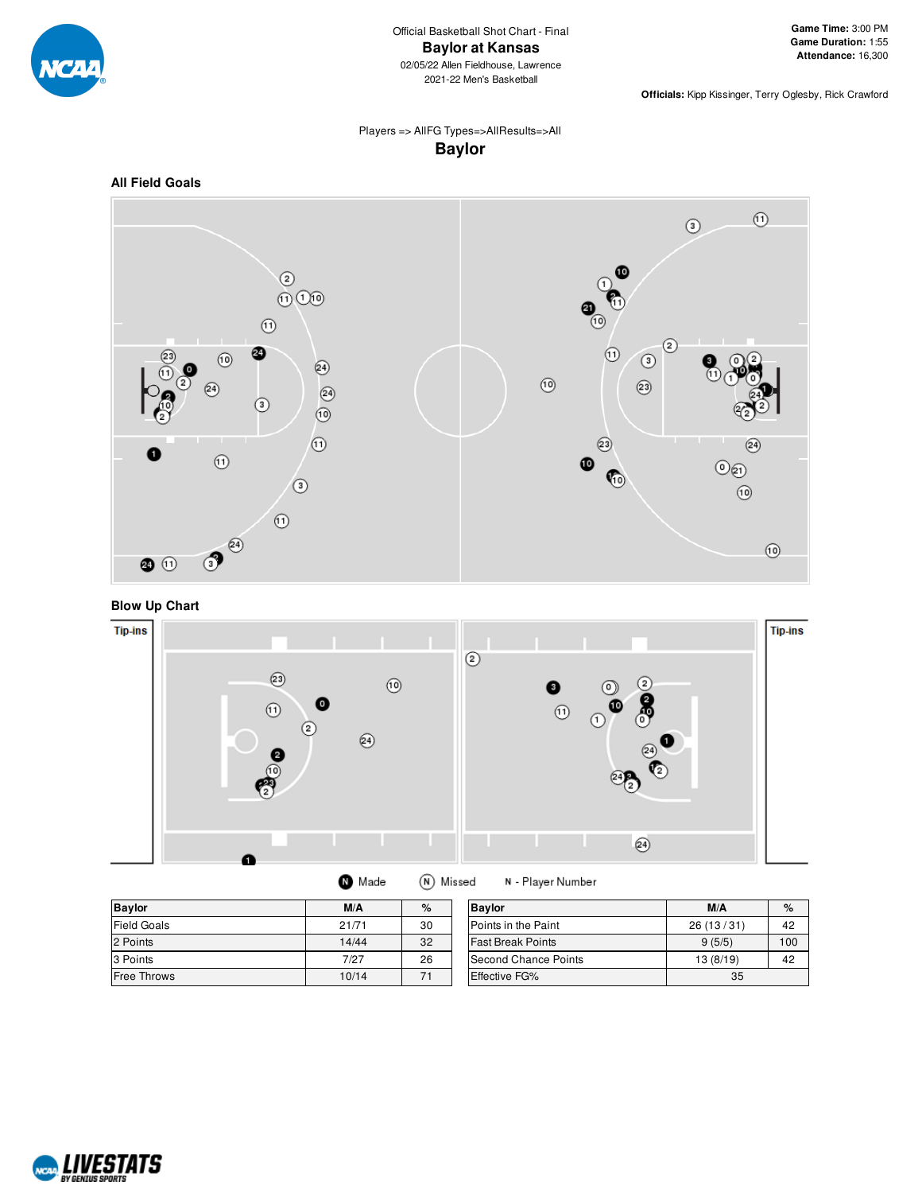Official Basketball Shot Chart - Final

# Baylor at Kansas

02/05/22 Allen Fieldhouse, Lawrence

2021-22 Men's Basketball

**Game Time:** 3:00 PM
**Game Duration:** 1:55
**Attendance:** 16,300

**Officials:** Kipp Kissinger, Terry Oglesby, Rick Crawford

Players => AllFG Types=>AllResults=>All

## Baylor

### All Field Goals

### Blow Up Chart

Tip-ins

Tip-ins

N Made    N Missed    N - Player Number

| Baylor | M/A | % |
|---|---|---|
| Field Goals | 21/71 | 30 |
| 2 Points | 14/44 | 32 |
| 3 Points | 7/27 | 26 |
| Free Throws | 10/14 | 71 |

| Baylor | M/A | % |
|---|---|---|
| Points in the Paint | 26 (13 / 31) | 42 |
| Fast Break Points | 9 (5/5) | 100 |
| Second Chance Points | 13 (8/19) | 42 |
| Effective FG% | 35 | |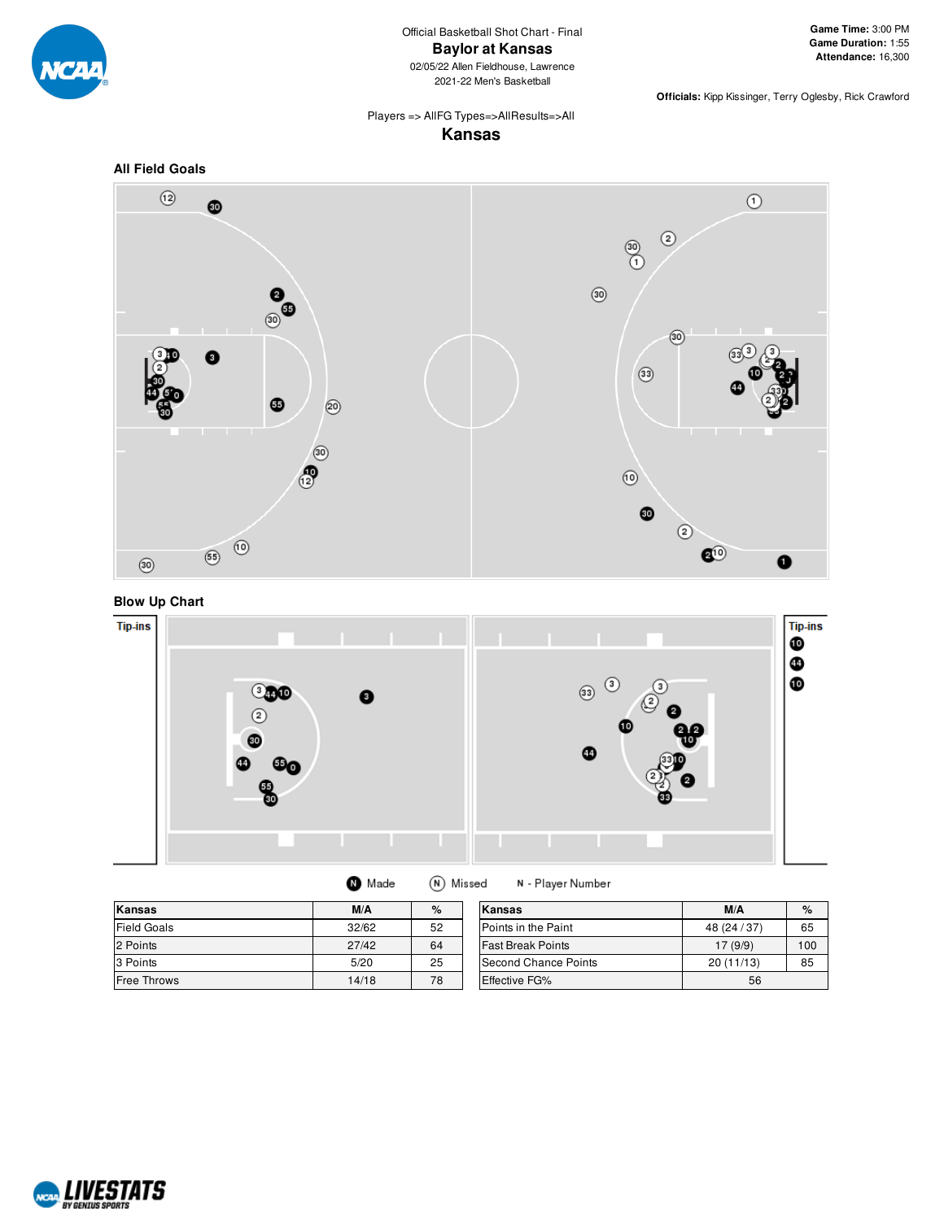Official Basketball Shot Chart - Final

# Baylor at Kansas

02/05/22 Allen Fieldhouse, Lawrence

2021-22 Men's Basketball

**Game Time:** 3:00 PM
**Game Duration:** 1:55
**Attendance:** 16,300

**Officials:** Kipp Kissinger, Terry Oglesby, Rick Crawford

Players => AllFG Types=>AllResults=>All

## Kansas

### All Field Goals

### Blow Up Chart

Tip-ins

Tip-ins

Made | Missed | N - Player Number

| Kansas | M/A | % |
|---|---|---|
| Field Goals | 32/62 | 52 |
| 2 Points | 27/42 | 64 |
| 3 Points | 5/20 | 25 |
| Free Throws | 14/18 | 78 |

| Kansas | M/A | % |
|---|---|---|
| Points in the Paint | 48 (24 / 37) | 65 |
| Fast Break Points | 17 (9/9) | 100 |
| Second Chance Points | 20 (11/13) | 85 |
| Effective FG% | 56 | |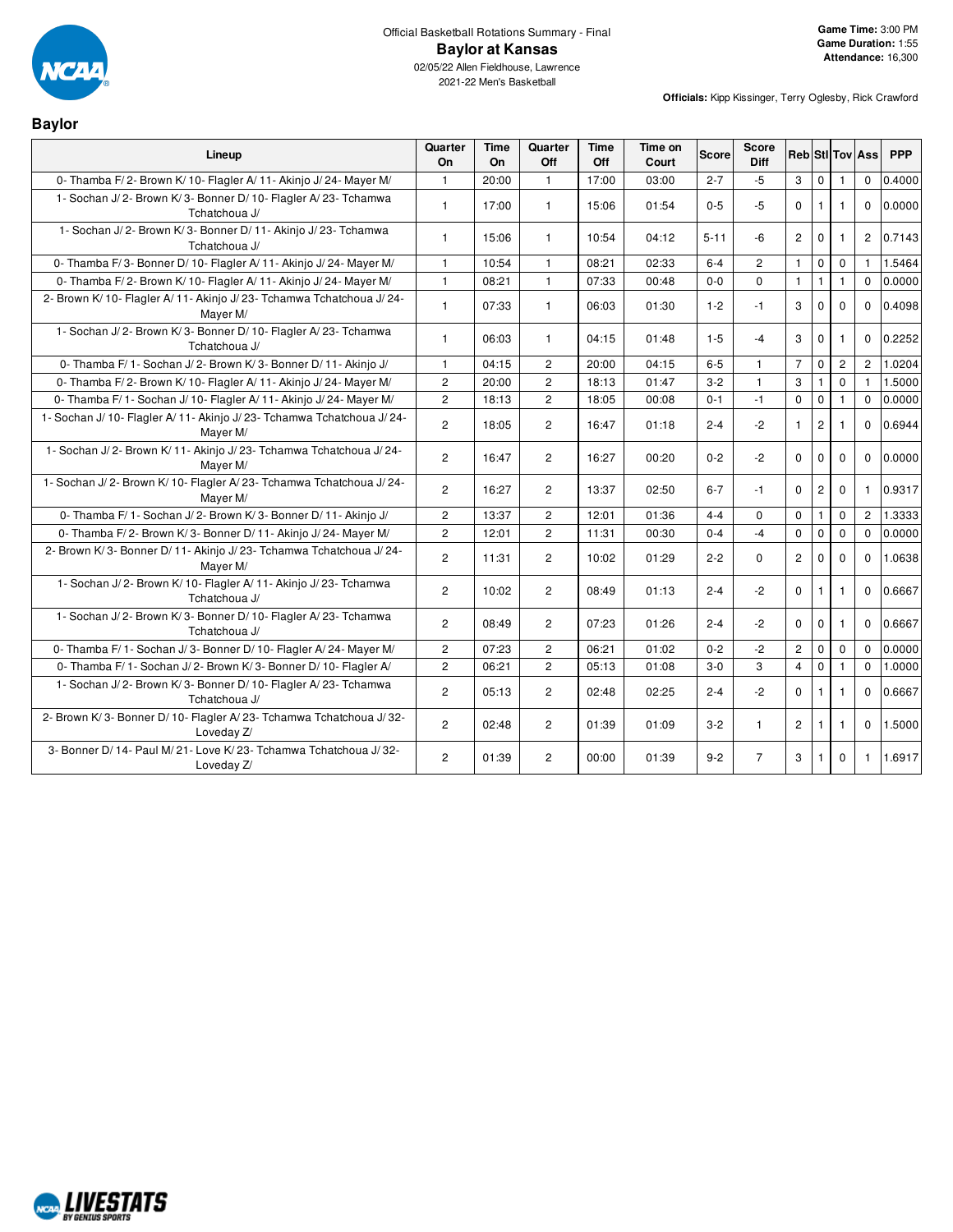Official Basketball Rotations Summary - Final

# Baylor at Kansas

02/05/22 Allen Fieldhouse, Lawrence

2021-22 Men's Basketball

**Game Time:** 3:00 PM
**Game Duration:** 1:55
**Attendance:** 16,300

**Officials:** Kipp Kissinger, Terry Oglesby, Rick Crawford

## Baylor

| Lineup | Quarter On | Time On | Quarter Off | Time Off | Time on Court | Score | Score Diff | Reb | Stl | Tov | Ass | PPP |
|---|---|---|---|---|---|---|---|---|---|---|---|---|
| 0- Thamba F/ 2- Brown K/ 10- Flagler A/ 11- Akinjo J/ 24- Mayer M/ | 1 | 20:00 | 1 | 17:00 | 03:00 | 2-7 | -5 | 3 | 0 | 1 | 0 | 0.4000 |
| 1- Sochan J/ 2- Brown K/ 3- Bonner D/ 10- Flagler A/ 23- Tchamwa Tchatchoua J/ | 1 | 17:00 | 1 | 15:06 | 01:54 | 0-5 | -5 | 0 | 1 | 1 | 0 | 0.0000 |
| 1- Sochan J/ 2- Brown K/ 3- Bonner D/ 11- Akinjo J/ 23- Tchamwa Tchatchoua J/ | 1 | 15:06 | 1 | 10:54 | 04:12 | 5-11 | -6 | 2 | 0 | 1 | 2 | 0.7143 |
| 0- Thamba F/ 3- Bonner D/ 10- Flagler A/ 11- Akinjo J/ 24- Mayer M/ | 1 | 10:54 | 1 | 08:21 | 02:33 | 6-4 | 2 | 1 | 0 | 0 | 1 | 1.5464 |
| 0- Thamba F/ 2- Brown K/ 10- Flagler A/ 11- Akinjo J/ 24- Mayer M/ | 1 | 08:21 | 1 | 07:33 | 00:48 | 0-0 | 0 | 1 | 1 | 1 | 0 | 0.0000 |
| 2- Brown K/ 10- Flagler A/ 11- Akinjo J/ 23- Tchamwa Tchatchoua J/ 24- Mayer M/ | 1 | 07:33 | 1 | 06:03 | 01:30 | 1-2 | -1 | 3 | 0 | 0 | 0 | 0.4098 |
| 1- Sochan J/ 2- Brown K/ 3- Bonner D/ 10- Flagler A/ 23- Tchamwa Tchatchoua J/ | 1 | 06:03 | 1 | 04:15 | 01:48 | 1-5 | -4 | 3 | 0 | 1 | 0 | 0.2252 |
| 0- Thamba F/ 1- Sochan J/ 2- Brown K/ 3- Bonner D/ 11- Akinjo J/ | 1 | 04:15 | 2 | 20:00 | 04:15 | 6-5 | 1 | 7 | 0 | 2 | 2 | 1.0204 |
| 0- Thamba F/ 2- Brown K/ 10- Flagler A/ 11- Akinjo J/ 24- Mayer M/ | 2 | 20:00 | 2 | 18:13 | 01:47 | 3-2 | 1 | 3 | 1 | 0 | 1 | 1.5000 |
| 0- Thamba F/ 1- Sochan J/ 10- Flagler A/ 11- Akinjo J/ 24- Mayer M/ | 2 | 18:13 | 2 | 18:05 | 00:08 | 0-1 | -1 | 0 | 0 | 1 | 0 | 0.0000 |
| 1- Sochan J/ 10- Flagler A/ 11- Akinjo J/ 23- Tchamwa Tchatchoua J/ 24- Mayer M/ | 2 | 18:05 | 2 | 16:47 | 01:18 | 2-4 | -2 | 1 | 2 | 1 | 0 | 0.6944 |
| 1- Sochan J/ 2- Brown K/ 11- Akinjo J/ 23- Tchamwa Tchatchoua J/ 24- Mayer M/ | 2 | 16:47 | 2 | 16:27 | 00:20 | 0-2 | -2 | 0 | 0 | 0 | 0 | 0.0000 |
| 1- Sochan J/ 2- Brown K/ 10- Flagler A/ 23- Tchamwa Tchatchoua J/ 24- Mayer M/ | 2 | 16:27 | 2 | 13:37 | 02:50 | 6-7 | -1 | 0 | 2 | 0 | 1 | 0.9317 |
| 0- Thamba F/ 1- Sochan J/ 2- Brown K/ 3- Bonner D/ 11- Akinjo J/ | 2 | 13:37 | 2 | 12:01 | 01:36 | 4-4 | 0 | 0 | 1 | 0 | 2 | 1.3333 |
| 0- Thamba F/ 2- Brown K/ 3- Bonner D/ 11- Akinjo J/ 24- Mayer M/ | 2 | 12:01 | 2 | 11:31 | 00:30 | 0-4 | -4 | 0 | 0 | 0 | 0 | 0.0000 |
| 2- Brown K/ 3- Bonner D/ 11- Akinjo J/ 23- Tchamwa Tchatchoua J/ 24- Mayer M/ | 2 | 11:31 | 2 | 10:02 | 01:29 | 2-2 | 0 | 2 | 0 | 0 | 0 | 1.0638 |
| 1- Sochan J/ 2- Brown K/ 10- Flagler A/ 11- Akinjo J/ 23- Tchamwa Tchatchoua J/ | 2 | 10:02 | 2 | 08:49 | 01:13 | 2-4 | -2 | 0 | 1 | 1 | 0 | 0.6667 |
| 1- Sochan J/ 2- Brown K/ 3- Bonner D/ 10- Flagler A/ 23- Tchamwa Tchatchoua J/ | 2 | 08:49 | 2 | 07:23 | 01:26 | 2-4 | -2 | 0 | 0 | 1 | 0 | 0.6667 |
| 0- Thamba F/ 1- Sochan J/ 3- Bonner D/ 10- Flagler A/ 24- Mayer M/ | 2 | 07:23 | 2 | 06:21 | 01:02 | 0-2 | -2 | 2 | 0 | 0 | 0 | 0.0000 |
| 0- Thamba F/ 1- Sochan J/ 2- Brown K/ 3- Bonner D/ 10- Flagler A/ | 2 | 06:21 | 2 | 05:13 | 01:08 | 3-0 | 3 | 4 | 0 | 1 | 0 | 1.0000 |
| 1- Sochan J/ 2- Brown K/ 3- Bonner D/ 10- Flagler A/ 23- Tchamwa Tchatchoua J/ | 2 | 05:13 | 2 | 02:48 | 02:25 | 2-4 | -2 | 0 | 1 | 1 | 0 | 0.6667 |
| 2- Brown K/ 3- Bonner D/ 10- Flagler A/ 23- Tchamwa Tchatchoua J/ 32- Loveday Z/ | 2 | 02:48 | 2 | 01:39 | 01:09 | 3-2 | 1 | 2 | 1 | 1 | 0 | 1.5000 |
| 3- Bonner D/ 14- Paul M/ 21- Love K/ 23- Tchamwa Tchatchoua J/ 32- Loveday Z/ | 2 | 01:39 | 2 | 00:00 | 01:39 | 9-2 | 7 | 3 | 1 | 0 | 1 | 1.6917 |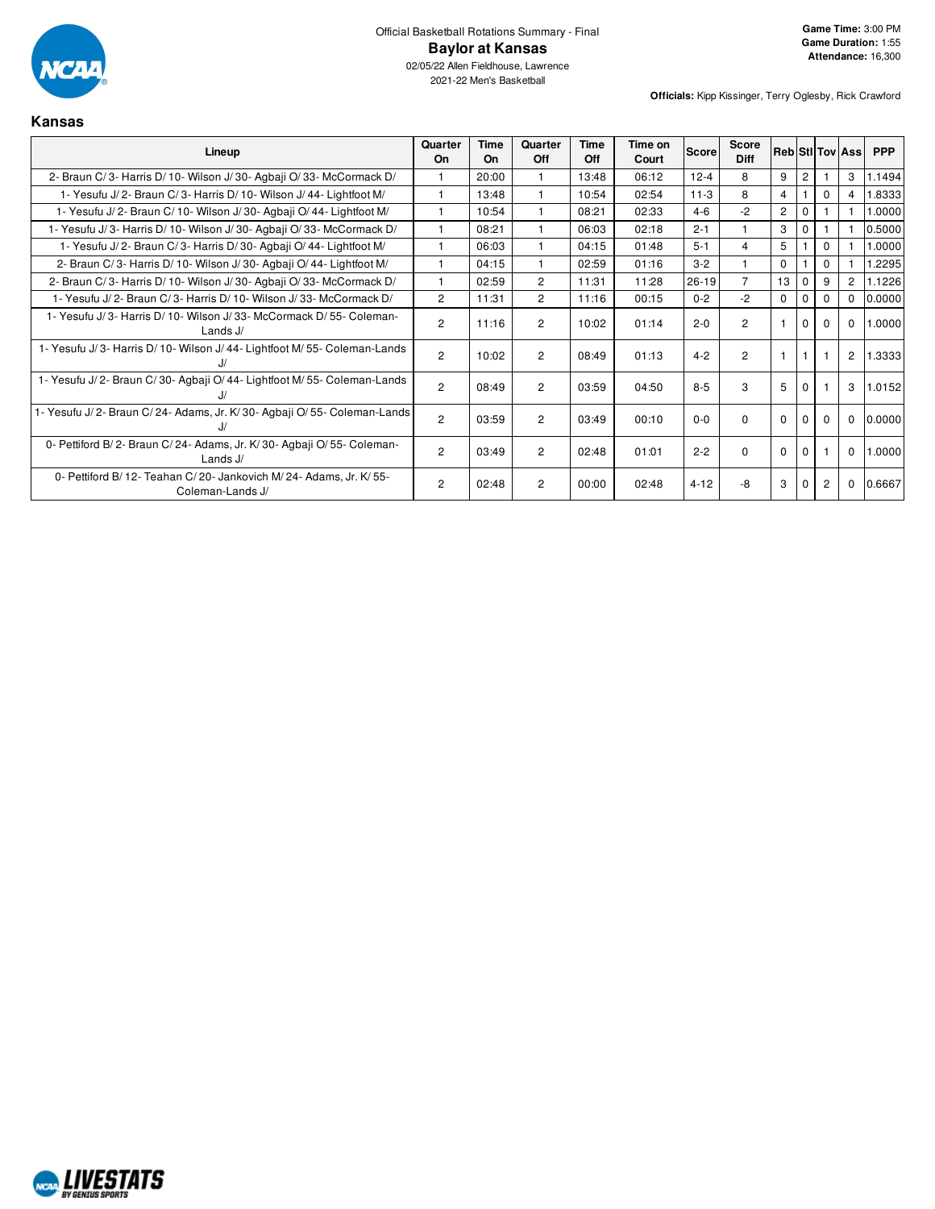Official Basketball Rotations Summary - Final

# Baylor at Kansas

02/05/22 Allen Fieldhouse, Lawrence
2021-22 Men's Basketball

**Game Time:** 3:00 PM
**Game Duration:** 1:55
**Attendance:** 16,300

**Officials:** Kipp Kissinger, Terry Oglesby, Rick Crawford

## Kansas

| Lineup | Quarter On | Time On | Quarter Off | Time Off | Time on Court | Score | Score Diff | Reb | Stl | Tov | Ass | PPP |
|---|---|---|---|---|---|---|---|---|---|---|---|---|
| 2- Braun C/ 3- Harris D/ 10- Wilson J/ 30- Agbaji O/ 33- McCormack D/ | 1 | 20:00 | 1 | 13:48 | 06:12 | 12-4 | 8 | 9 | 2 | 1 | 3 | 1.1494 |
| 1- Yesufu J/ 2- Braun C/ 3- Harris D/ 10- Wilson J/ 44- Lightfoot M/ | 1 | 13:48 | 1 | 10:54 | 02:54 | 11-3 | 8 | 4 | 1 | 0 | 4 | 1.8333 |
| 1- Yesufu J/ 2- Braun C/ 10- Wilson J/ 30- Agbaji O/ 44- Lightfoot M/ | 1 | 10:54 | 1 | 08:21 | 02:33 | 4-6 | -2 | 2 | 0 | 1 | 1 | 1.0000 |
| 1- Yesufu J/ 3- Harris D/ 10- Wilson J/ 30- Agbaji O/ 33- McCormack D/ | 1 | 08:21 | 1 | 06:03 | 02:18 | 2-1 | 1 | 3 | 0 | 1 | 1 | 0.5000 |
| 1- Yesufu J/ 2- Braun C/ 3- Harris D/ 30- Agbaji O/ 44- Lightfoot M/ | 1 | 06:03 | 1 | 04:15 | 01:48 | 5-1 | 4 | 5 | 1 | 0 | 1 | 1.0000 |
| 2- Braun C/ 3- Harris D/ 10- Wilson J/ 30- Agbaji O/ 44- Lightfoot M/ | 1 | 04:15 | 1 | 02:59 | 01:16 | 3-2 | 1 | 0 | 1 | 0 | 1 | 1.2295 |
| 2- Braun C/ 3- Harris D/ 10- Wilson J/ 30- Agbaji O/ 33- McCormack D/ | 1 | 02:59 | 2 | 11:31 | 11:28 | 26-19 | 7 | 13 | 0 | 9 | 2 | 1.1226 |
| 1- Yesufu J/ 2- Braun C/ 3- Harris D/ 10- Wilson J/ 33- McCormack D/ | 2 | 11:31 | 2 | 11:16 | 00:15 | 0-2 | -2 | 0 | 0 | 0 | 0 | 0.0000 |
| 1- Yesufu J/ 3- Harris D/ 10- Wilson J/ 33- McCormack D/ 55- Coleman-Lands J/ | 2 | 11:16 | 2 | 10:02 | 01:14 | 2-0 | 2 | 1 | 0 | 0 | 0 | 1.0000 |
| 1- Yesufu J/ 3- Harris D/ 10- Wilson J/ 44- Lightfoot M/ 55- Coleman-Lands J/ | 2 | 10:02 | 2 | 08:49 | 01:13 | 4-2 | 2 | 1 | 1 | 1 | 2 | 1.3333 |
| 1- Yesufu J/ 2- Braun C/ 30- Agbaji O/ 44- Lightfoot M/ 55- Coleman-Lands J/ | 2 | 08:49 | 2 | 03:59 | 04:50 | 8-5 | 3 | 5 | 0 | 1 | 3 | 1.0152 |
| 1- Yesufu J/ 2- Braun C/ 24- Adams, Jr. K/ 30- Agbaji O/ 55- Coleman-Lands J/ | 2 | 03:59 | 2 | 03:49 | 00:10 | 0-0 | 0 | 0 | 0 | 0 | 0 | 0.0000 |
| 0- Pettiford B/ 2- Braun C/ 24- Adams, Jr. K/ 30- Agbaji O/ 55- Coleman-Lands J/ | 2 | 03:49 | 2 | 02:48 | 01:01 | 2-2 | 0 | 0 | 0 | 1 | 0 | 1.0000 |
| 0- Pettiford B/ 12- Teahan C/ 20- Jankovich M/ 24- Adams, Jr. K/ 55- Coleman-Lands J/ | 2 | 02:48 | 2 | 00:00 | 02:48 | 4-12 | -8 | 3 | 0 | 2 | 0 | 0.6667 |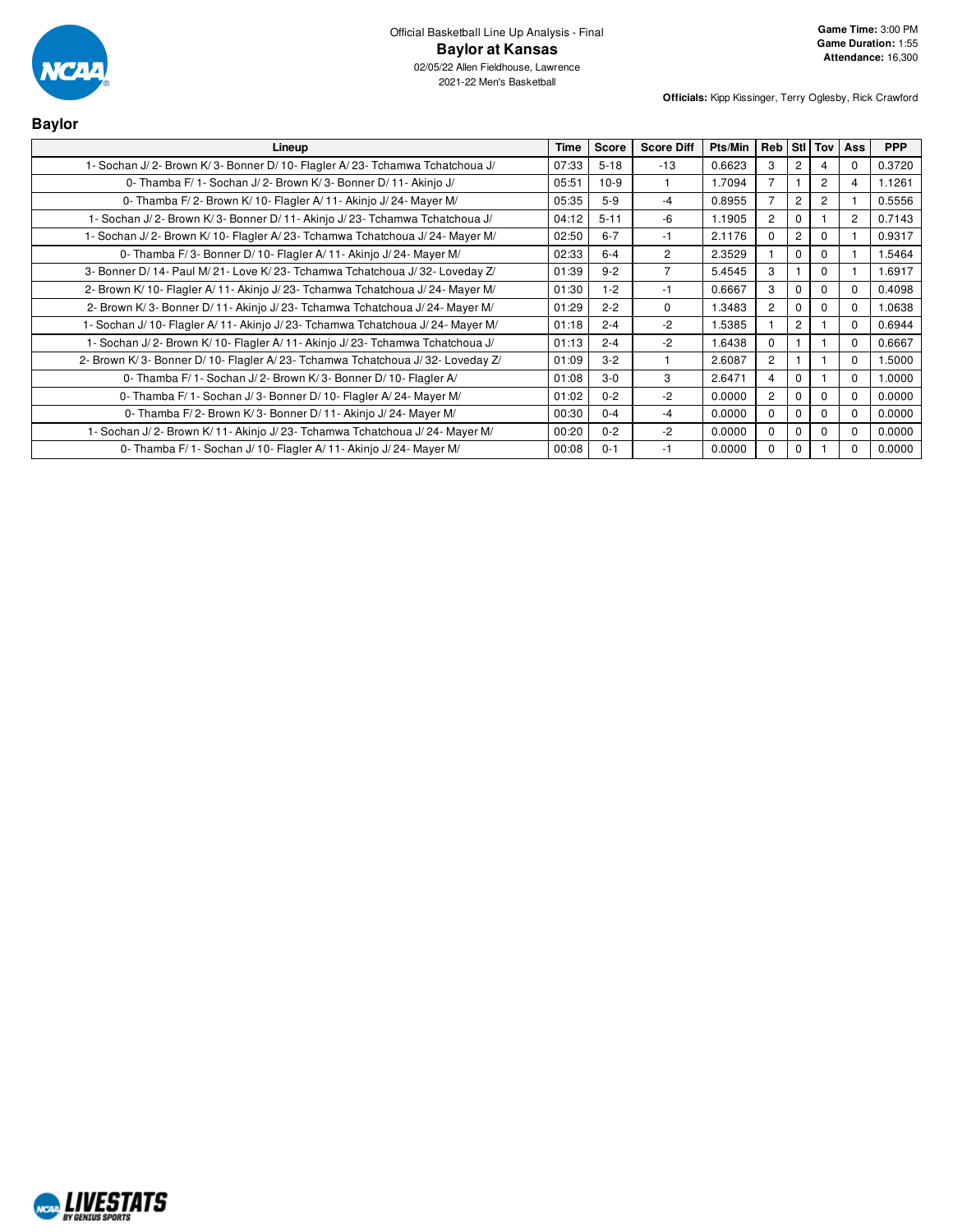Official Basketball Line Up Analysis - Final

# Baylor at Kansas

02/05/22 Allen Fieldhouse, Lawrence

2021-22 Men's Basketball

**Game Time:** 3:00 PM
**Game Duration:** 1:55
**Attendance:** 16,300

**Officials:** Kipp Kissinger, Terry Oglesby, Rick Crawford

## Baylor

| Lineup | Time | Score | Score Diff | Pts/Min | Reb | Stl | Tov | Ass | PPP |
|---|---|---|---|---|---|---|---|---|---|
| 1- Sochan J/ 2- Brown K/ 3- Bonner D/ 10- Flagler A/ 23- Tchamwa Tchatchoua J/ | 07:33 | 5-18 | -13 | 0.6623 | 3 | 2 | 4 | 0 | 0.3720 |
| 0- Thamba F/ 1- Sochan J/ 2- Brown K/ 3- Bonner D/ 11- Akinjo J/ | 05:51 | 10-9 | 1 | 1.7094 | 7 | 1 | 2 | 4 | 1.1261 |
| 0- Thamba F/ 2- Brown K/ 10- Flagler A/ 11- Akinjo J/ 24- Mayer M/ | 05:35 | 5-9 | -4 | 0.8955 | 7 | 2 | 2 | 1 | 0.5556 |
| 1- Sochan J/ 2- Brown K/ 3- Bonner D/ 11- Akinjo J/ 23- Tchamwa Tchatchoua J/ | 04:12 | 5-11 | -6 | 1.1905 | 2 | 0 | 1 | 2 | 0.7143 |
| 1- Sochan J/ 2- Brown K/ 10- Flagler A/ 23- Tchamwa Tchatchoua J/ 24- Mayer M/ | 02:50 | 6-7 | -1 | 2.1176 | 0 | 2 | 0 | 1 | 0.9317 |
| 0- Thamba F/ 3- Bonner D/ 10- Flagler A/ 11- Akinjo J/ 24- Mayer M/ | 02:33 | 6-4 | 2 | 2.3529 | 1 | 0 | 0 | 1 | 1.5464 |
| 3- Bonner D/ 14- Paul M/ 21- Love K/ 23- Tchamwa Tchatchoua J/ 32- Loveday Z/ | 01:39 | 9-2 | 7 | 5.4545 | 3 | 1 | 0 | 1 | 1.6917 |
| 2- Brown K/ 10- Flagler A/ 11- Akinjo J/ 23- Tchamwa Tchatchoua J/ 24- Mayer M/ | 01:30 | 1-2 | -1 | 0.6667 | 3 | 0 | 0 | 0 | 0.4098 |
| 2- Brown K/ 3- Bonner D/ 11- Akinjo J/ 23- Tchamwa Tchatchoua J/ 24- Mayer M/ | 01:29 | 2-2 | 0 | 1.3483 | 2 | 0 | 0 | 0 | 1.0638 |
| 1- Sochan J/ 10- Flagler A/ 11- Akinjo J/ 23- Tchamwa Tchatchoua J/ 24- Mayer M/ | 01:18 | 2-4 | -2 | 1.5385 | 1 | 2 | 1 | 0 | 0.6944 |
| 1- Sochan J/ 2- Brown K/ 10- Flagler A/ 11- Akinjo J/ 23- Tchamwa Tchatchoua J/ | 01:13 | 2-4 | -2 | 1.6438 | 0 | 1 | 1 | 0 | 0.6667 |
| 2- Brown K/ 3- Bonner D/ 10- Flagler A/ 23- Tchamwa Tchatchoua J/ 32- Loveday Z/ | 01:09 | 3-2 | 1 | 2.6087 | 2 | 1 | 1 | 0 | 1.5000 |
| 0- Thamba F/ 1- Sochan J/ 2- Brown K/ 3- Bonner D/ 10- Flagler A/ | 01:08 | 3-0 | 3 | 2.6471 | 4 | 0 | 1 | 0 | 1.0000 |
| 0- Thamba F/ 1- Sochan J/ 3- Bonner D/ 10- Flagler A/ 24- Mayer M/ | 01:02 | 0-2 | -2 | 0.0000 | 2 | 0 | 0 | 0 | 0.0000 |
| 0- Thamba F/ 2- Brown K/ 3- Bonner D/ 11- Akinjo J/ 24- Mayer M/ | 00:30 | 0-4 | -4 | 0.0000 | 0 | 0 | 0 | 0 | 0.0000 |
| 1- Sochan J/ 2- Brown K/ 11- Akinjo J/ 23- Tchamwa Tchatchoua J/ 24- Mayer M/ | 00:20 | 0-2 | -2 | 0.0000 | 0 | 0 | 0 | 0 | 0.0000 |
| 0- Thamba F/ 1- Sochan J/ 10- Flagler A/ 11- Akinjo J/ 24- Mayer M/ | 00:08 | 0-1 | -1 | 0.0000 | 0 | 0 | 1 | 0 | 0.0000 |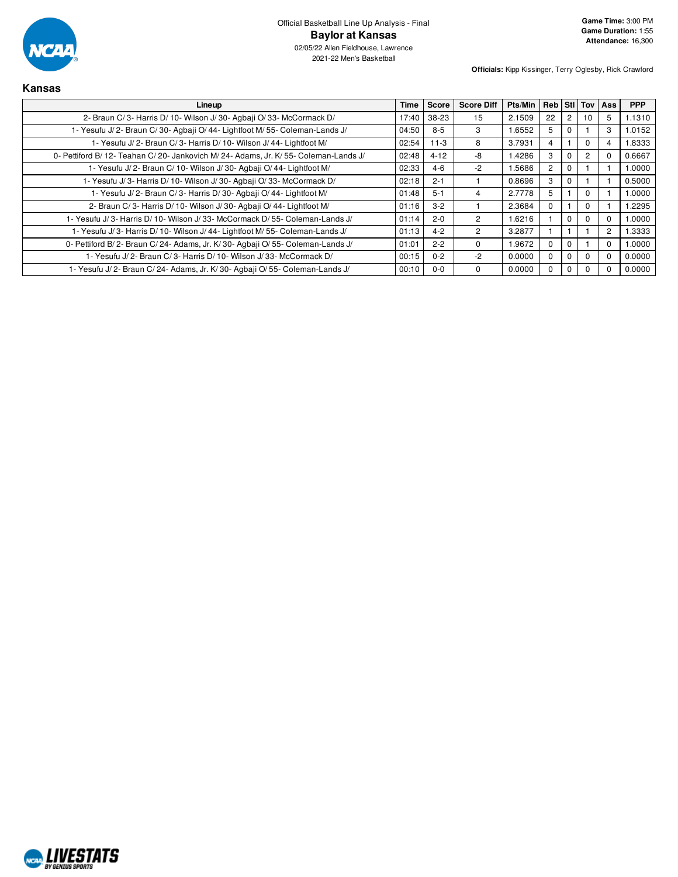Official Basketball Line Up Analysis - Final

# Baylor at Kansas

02/05/22 Allen Fieldhouse, Lawrence

2021-22 Men's Basketball

**Game Time:** 3:00 PM
**Game Duration:** 1:55
**Attendance:** 16,300

**Officials:** Kipp Kissinger, Terry Oglesby, Rick Crawford

## Kansas

| Lineup | Time | Score | Score Diff | Pts/Min | Reb | Stl | Tov | Ass | PPP |
|---|---|---|---|---|---|---|---|---|---|
| 2- Braun C/ 3- Harris D/ 10- Wilson J/ 30- Agbaji O/ 33- McCormack D/ | 17:40 | 38-23 | 15 | 2.1509 | 22 | 2 | 10 | 5 | 1.1310 |
| 1- Yesufu J/ 2- Braun C/ 30- Agbaji O/ 44- Lightfoot M/ 55- Coleman-Lands J/ | 04:50 | 8-5 | 3 | 1.6552 | 5 | 0 | 1 | 3 | 1.0152 |
| 1- Yesufu J/ 2- Braun C/ 3- Harris D/ 10- Wilson J/ 44- Lightfoot M/ | 02:54 | 11-3 | 8 | 3.7931 | 4 | 1 | 0 | 4 | 1.8333 |
| 0- Pettiford B/ 12- Teahan C/ 20- Jankovich M/ 24- Adams, Jr. K/ 55- Coleman-Lands J/ | 02:48 | 4-12 | -8 | 1.4286 | 3 | 0 | 2 | 0 | 0.6667 |
| 1- Yesufu J/ 2- Braun C/ 10- Wilson J/ 30- Agbaji O/ 44- Lightfoot M/ | 02:33 | 4-6 | -2 | 1.5686 | 2 | 0 | 1 | 1 | 1.0000 |
| 1- Yesufu J/ 3- Harris D/ 10- Wilson J/ 30- Agbaji O/ 33- McCormack D/ | 02:18 | 2-1 | 1 | 0.8696 | 3 | 0 | 1 | 1 | 0.5000 |
| 1- Yesufu J/ 2- Braun C/ 3- Harris D/ 30- Agbaji O/ 44- Lightfoot M/ | 01:48 | 5-1 | 4 | 2.7778 | 5 | 1 | 0 | 1 | 1.0000 |
| 2- Braun C/ 3- Harris D/ 10- Wilson J/ 30- Agbaji O/ 44- Lightfoot M/ | 01:16 | 3-2 | 1 | 2.3684 | 0 | 1 | 0 | 1 | 1.2295 |
| 1- Yesufu J/ 3- Harris D/ 10- Wilson J/ 33- McCormack D/ 55- Coleman-Lands J/ | 01:14 | 2-0 | 2 | 1.6216 | 1 | 0 | 0 | 0 | 1.0000 |
| 1- Yesufu J/ 3- Harris D/ 10- Wilson J/ 44- Lightfoot M/ 55- Coleman-Lands J/ | 01:13 | 4-2 | 2 | 3.2877 | 1 | 1 | 1 | 2 | 1.3333 |
| 0- Pettiford B/ 2- Braun C/ 24- Adams, Jr. K/ 30- Agbaji O/ 55- Coleman-Lands J/ | 01:01 | 2-2 | 0 | 1.9672 | 0 | 0 | 1 | 0 | 1.0000 |
| 1- Yesufu J/ 2- Braun C/ 3- Harris D/ 10- Wilson J/ 33- McCormack D/ | 00:15 | 0-2 | -2 | 0.0000 | 0 | 0 | 0 | 0 | 0.0000 |
| 1- Yesufu J/ 2- Braun C/ 24- Adams, Jr. K/ 30- Agbaji O/ 55- Coleman-Lands J/ | 00:10 | 0-0 | 0 | 0.0000 | 0 | 0 | 0 | 0 | 0.0000 |